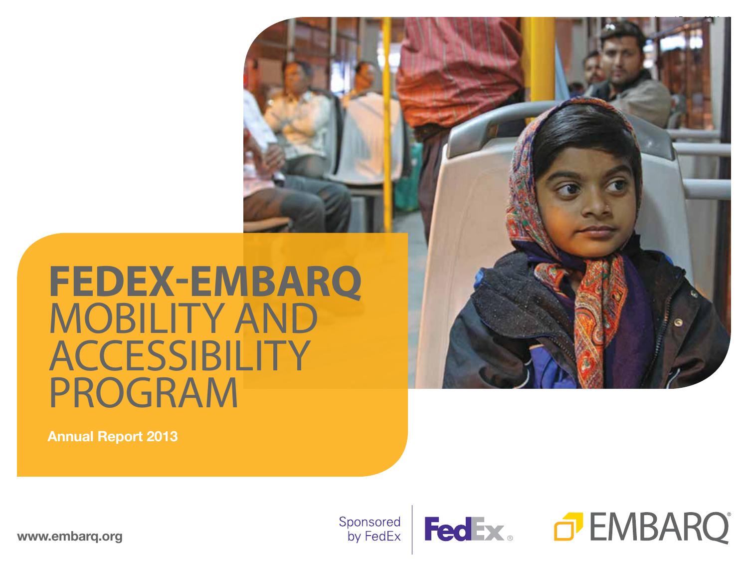# FEDEX-EMBARQ MOBILITY AND ACCESSIBILITY PROGRAM

**Annual Report 2013**

www.embarq.org

Sponsored by FedEx

FedEx

EMBARQ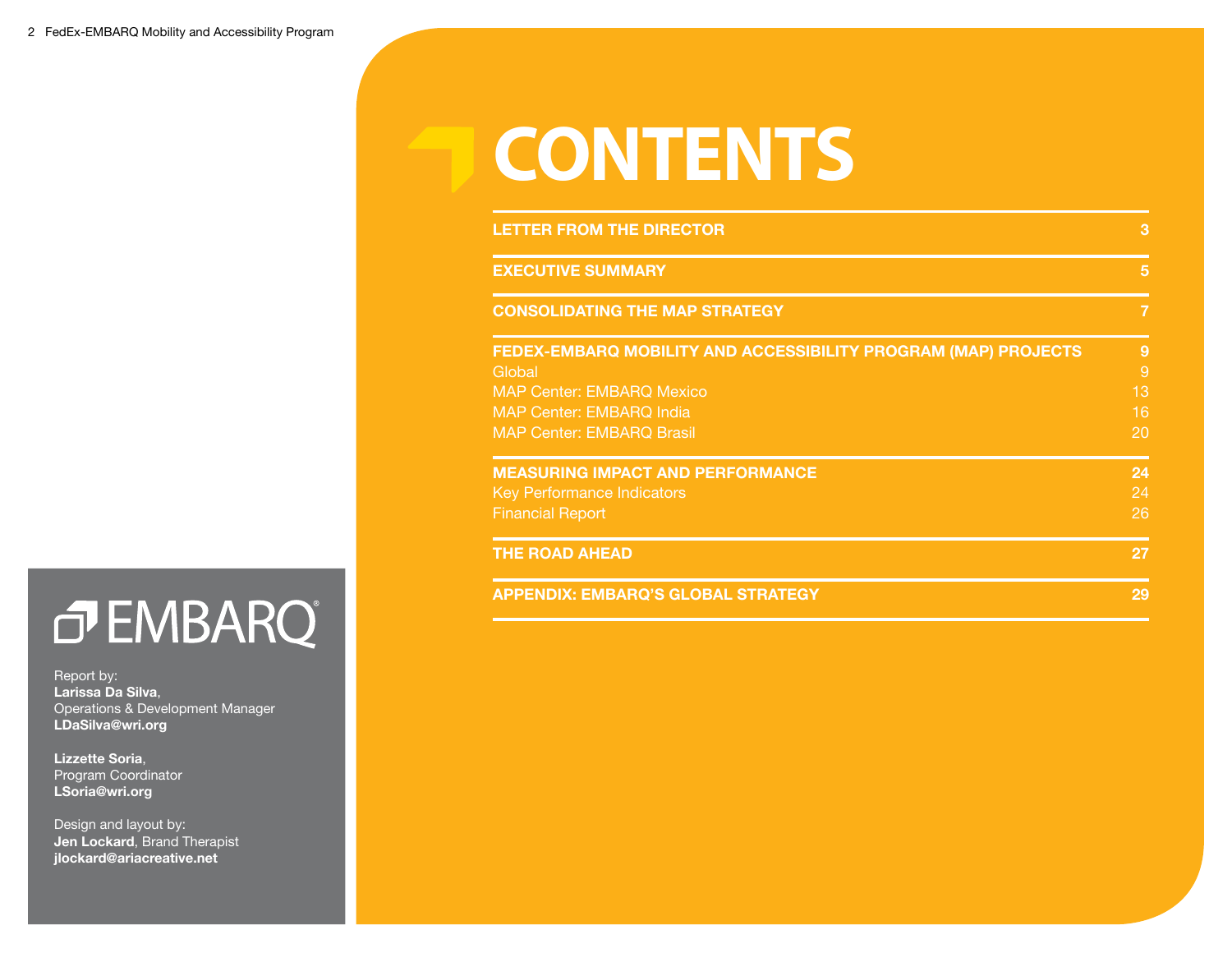# CONTENTS

| | |
|---|---|
| **LETTER FROM THE DIRECTOR** | **3** |
| **EXECUTIVE SUMMARY** | **5** |
| **CONSOLIDATING THE MAP STRATEGY** | **7** |
| **FEDEX-EMBARQ MOBILITY AND ACCESSIBILITY PROGRAM (MAP) PROJECTS** | **9** |
| Global | 9 |
| MAP Center: EMBARQ Mexico | 13 |
| MAP Center: EMBARQ India | 16 |
| MAP Center: EMBARQ Brasil | 20 |
| **MEASURING IMPACT AND PERFORMANCE** | **24** |
| Key Performance Indicators | 24 |
| Financial Report | 26 |
| **THE ROAD AHEAD** | **27** |
| **APPENDIX: EMBARQ'S GLOBAL STRATEGY** | **29** |

EMBARQ®

Report by:
**Larissa Da Silva**,
Operations & Development Manager
**LDaSilva@wri.org**

**Lizzette Soria**,
Program Coordinator
**LSoria@wri.org**

Design and layout by:
**Jen Lockard**, Brand Therapist
**jlockard@ariacreative.net**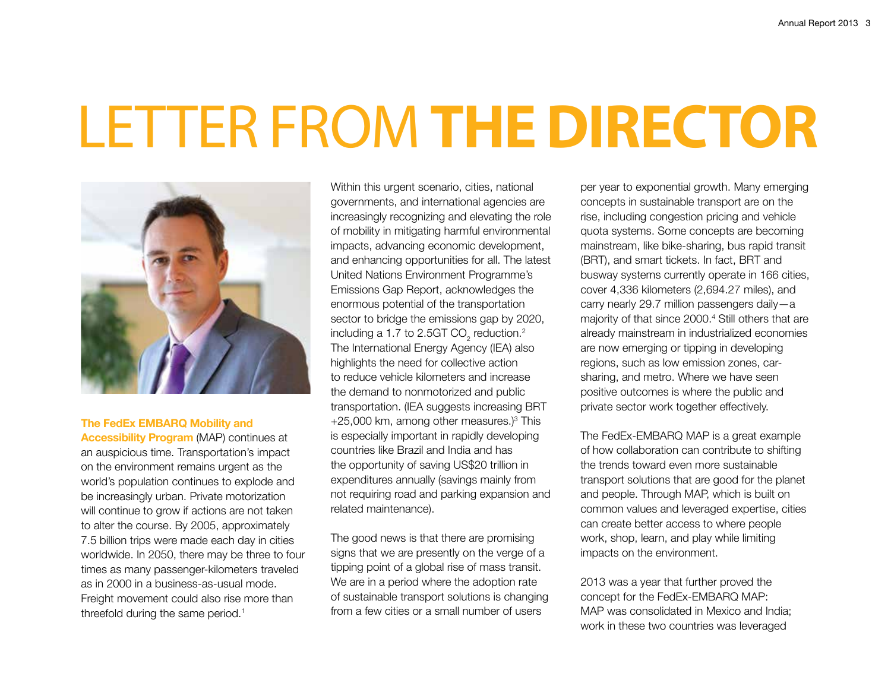# LETTER FROM **THE DIRECTOR**

**The FedEx EMBARQ Mobility and Accessibility Program** (MAP) continues at an auspicious time. Transportation's impact on the environment remains urgent as the world's population continues to explode and be increasingly urban. Private motorization will continue to grow if actions are not taken to alter the course. By 2005, approximately 7.5 billion trips were made each day in cities worldwide. In 2050, there may be three to four times as many passenger-kilometers traveled as in 2000 in a business-as-usual mode. Freight movement could also rise more than threefold during the same period.[1]

Within this urgent scenario, cities, national governments, and international agencies are increasingly recognizing and elevating the role of mobility in mitigating harmful environmental impacts, advancing economic development, and enhancing opportunities for all. The latest United Nations Environment Programme's Emissions Gap Report, acknowledges the enormous potential of the transportation sector to bridge the emissions gap by 2020, including a 1.7 to 2.5GT $CO_2$ reduction.[2] The International Energy Agency (IEA) also highlights the need for collective action to reduce vehicle kilometers and increase the demand to nonmotorized and public transportation. (IEA suggests increasing BRT +25,000 km, among other measures.)[3] This is especially important in rapidly developing countries like Brazil and India and has the opportunity of saving US$20 trillion in expenditures annually (savings mainly from not requiring road and parking expansion and related maintenance).

The good news is that there are promising signs that we are presently on the verge of a tipping point of a global rise of mass transit. We are in a period where the adoption rate of sustainable transport solutions is changing from a few cities or a small number of users per year to exponential growth. Many emerging concepts in sustainable transport are on the rise, including congestion pricing and vehicle quota systems. Some concepts are becoming mainstream, like bike-sharing, bus rapid transit (BRT), and smart tickets. In fact, BRT and busway systems currently operate in 166 cities, cover 4,336 kilometers (2,694.27 miles), and carry nearly 29.7 million passengers daily—a majority of that since 2000.[4] Still others that are already mainstream in industrialized economies are now emerging or tipping in developing regions, such as low emission zones, car-sharing, and metro. Where we have seen positive outcomes is where the public and private sector work together effectively.

The FedEx-EMBARQ MAP is a great example of how collaboration can contribute to shifting the trends toward even more sustainable transport solutions that are good for the planet and people. Through MAP, which is built on common values and leveraged expertise, cities can create better access to where people work, shop, learn, and play while limiting impacts on the environment.

2013 was a year that further proved the concept for the FedEx-EMBARQ MAP: MAP was consolidated in Mexico and India; work in these two countries was leveraged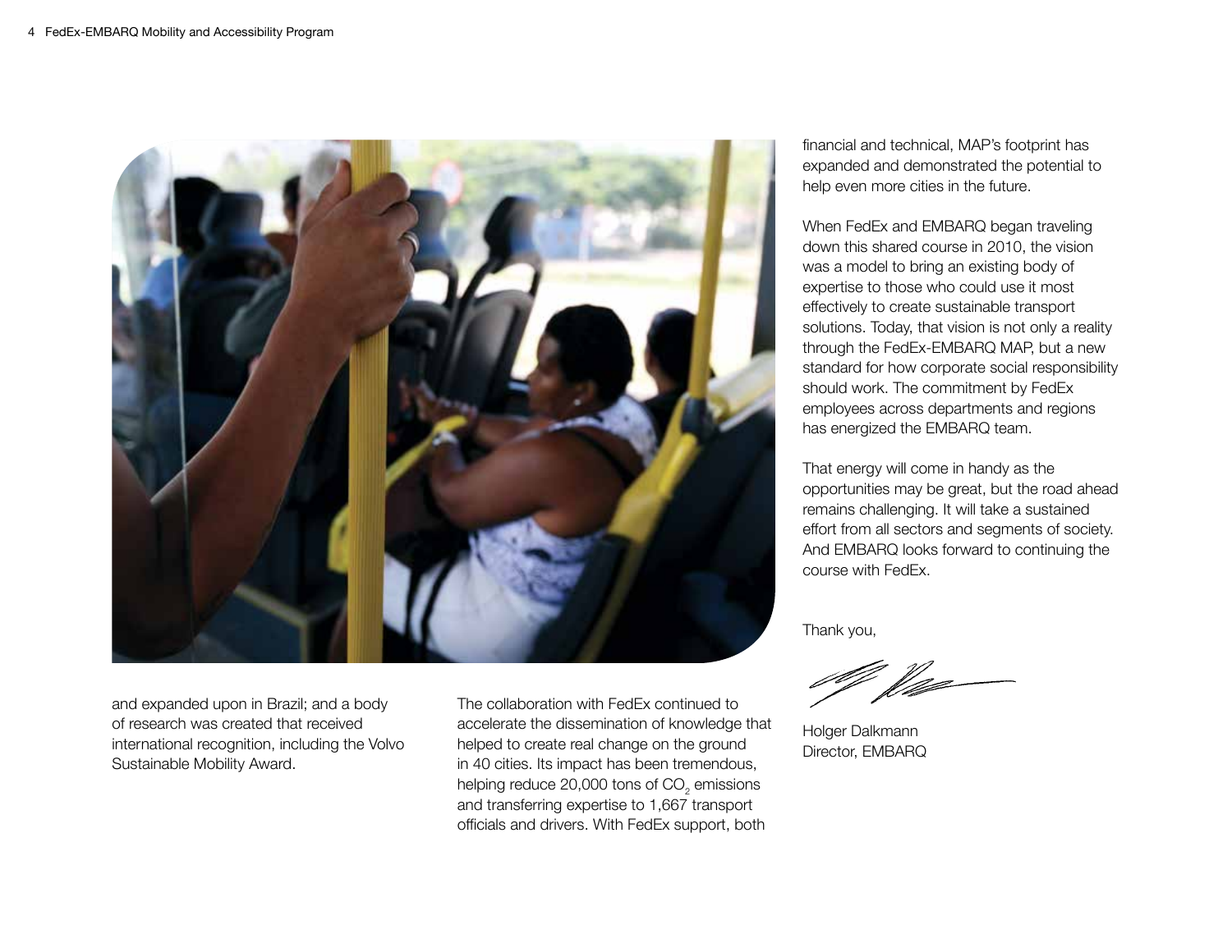and expanded upon in Brazil; and a body of research was created that received international recognition, including the Volvo Sustainable Mobility Award.

The collaboration with FedEx continued to accelerate the dissemination of knowledge that helped to create real change on the ground in 40 cities. Its impact has been tremendous, helping reduce 20,000 tons of $CO_2$ emissions and transferring expertise to 1,667 transport officials and drivers. With FedEx support, both financial and technical, MAP's footprint has expanded and demonstrated the potential to help even more cities in the future.

When FedEx and EMBARQ began traveling down this shared course in 2010, the vision was a model to bring an existing body of expertise to those who could use it most effectively to create sustainable transport solutions. Today, that vision is not only a reality through the FedEx-EMBARQ MAP, but a new standard for how corporate social responsibility should work. The commitment by FedEx employees across departments and regions has energized the EMBARQ team.

That energy will come in handy as the opportunities may be great, but the road ahead remains challenging. It will take a sustained effort from all sectors and segments of society. And EMBARQ looks forward to continuing the course with FedEx.

Thank you,

Holger Dalkmann
Director, EMBARQ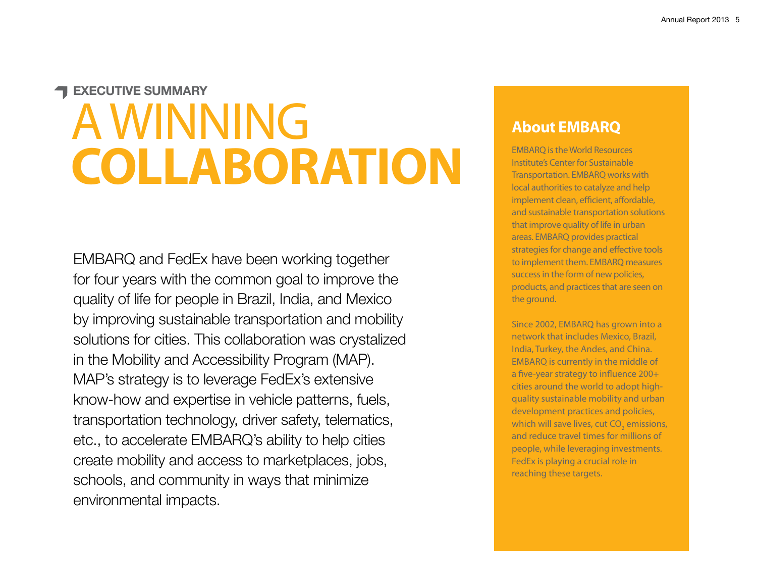EXECUTIVE SUMMARY

# A WINNING COLLABORATION

EMBARQ and FedEx have been working together for four years with the common goal to improve the quality of life for people in Brazil, India, and Mexico by improving sustainable transportation and mobility solutions for cities. This collaboration was crystalized in the Mobility and Accessibility Program (MAP). MAP's strategy is to leverage FedEx's extensive know-how and expertise in vehicle patterns, fuels, transportation technology, driver safety, telematics, etc., to accelerate EMBARQ's ability to help cities create mobility and access to marketplaces, jobs, schools, and community in ways that minimize environmental impacts.

## About EMBARQ

EMBARQ is the World Resources Institute's Center for Sustainable Transportation. EMBARQ works with local authorities to catalyze and help implement clean, efficient, affordable, and sustainable transportation solutions that improve quality of life in urban areas. EMBARQ provides practical strategies for change and effective tools to implement them. EMBARQ measures success in the form of new policies, products, and practices that are seen on the ground.

Since 2002, EMBARQ has grown into a network that includes Mexico, Brazil, India, Turkey, the Andes, and China. EMBARQ is currently in the middle of a five-year strategy to influence 200+ cities around the world to adopt high-quality sustainable mobility and urban development practices and policies, which will save lives, cut $CO_2$ emissions, and reduce travel times for millions of people, while leveraging investments. FedEx is playing a crucial role in reaching these targets.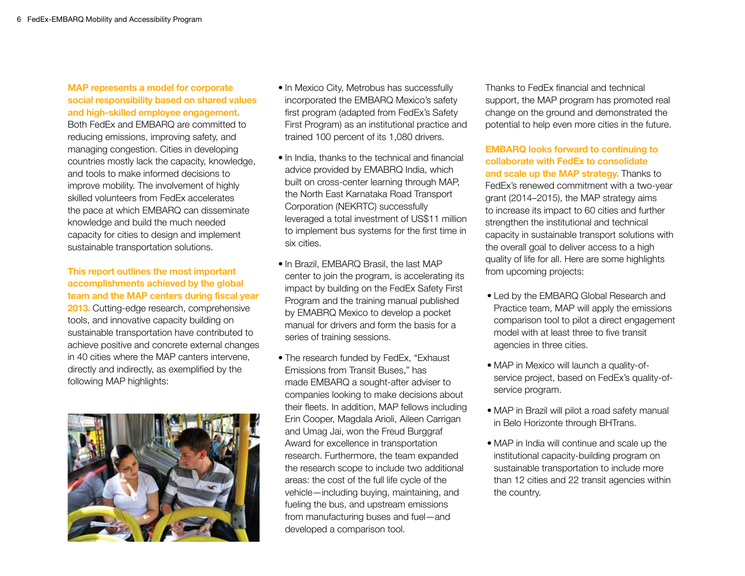**MAP represents a model for corporate social responsibility based on shared values and high-skilled employee engagement.** Both FedEx and EMBARQ are committed to reducing emissions, improving safety, and managing congestion. Cities in developing countries mostly lack the capacity, knowledge, and tools to make informed decisions to improve mobility. The involvement of highly skilled volunteers from FedEx accelerates the pace at which EMBARQ can disseminate knowledge and build the much needed capacity for cities to design and implement sustainable transportation solutions.

**This report outlines the most important accomplishments achieved by the global team and the MAP centers during fiscal year 2013.** Cutting-edge research, comprehensive tools, and innovative capacity building on sustainable transportation have contributed to achieve positive and concrete external changes in 40 cities where the MAP canters intervene, directly and indirectly, as exemplified by the following MAP highlights:

- In Mexico City, Metrobus has successfully incorporated the EMBARQ Mexico's safety first program (adapted from FedEx's Safety First Program) as an institutional practice and trained 100 percent of its 1,080 drivers.
- In India, thanks to the technical and financial advice provided by EMABRQ India, which built on cross-center learning through MAP, the North East Karnataka Road Transport Corporation (NEKRTC) successfully leveraged a total investment of US$11 million to implement bus systems for the first time in six cities.
- In Brazil, EMBARQ Brasil, the last MAP center to join the program, is accelerating its impact by building on the FedEx Safety First Program and the training manual published by EMABRQ Mexico to develop a pocket manual for drivers and form the basis for a series of training sessions.
- The research funded by FedEx, "Exhaust Emissions from Transit Buses," has made EMBARQ a sought-after adviser to companies looking to make decisions about their fleets. In addition, MAP fellows including Erin Cooper, Magdala Arioli, Aileen Carrigan and Umag Jai, won the Freud Burggraf Award for excellence in transportation research. Furthermore, the team expanded the research scope to include two additional areas: the cost of the full life cycle of the vehicle—including buying, maintaining, and fueling the bus, and upstream emissions from manufacturing buses and fuel—and developed a comparison tool.

Thanks to FedEx financial and technical support, the MAP program has promoted real change on the ground and demonstrated the potential to help even more cities in the future.

**EMBARQ looks forward to continuing to collaborate with FedEx to consolidate and scale up the MAP strategy.** Thanks to FedEx's renewed commitment with a two-year grant (2014–2015), the MAP strategy aims to increase its impact to 60 cities and further strengthen the institutional and technical capacity in sustainable transport solutions with the overall goal to deliver access to a high quality of life for all. Here are some highlights from upcoming projects:

- Led by the EMBARQ Global Research and Practice team, MAP will apply the emissions comparison tool to pilot a direct engagement model with at least three to five transit agencies in three cities.
- MAP in Mexico will launch a quality-of-service project, based on FedEx's quality-of-service program.
- MAP in Brazil will pilot a road safety manual in Belo Horizonte through BHTrans.
- MAP in India will continue and scale up the institutional capacity-building program on sustainable transportation to include more than 12 cities and 22 transit agencies within the country.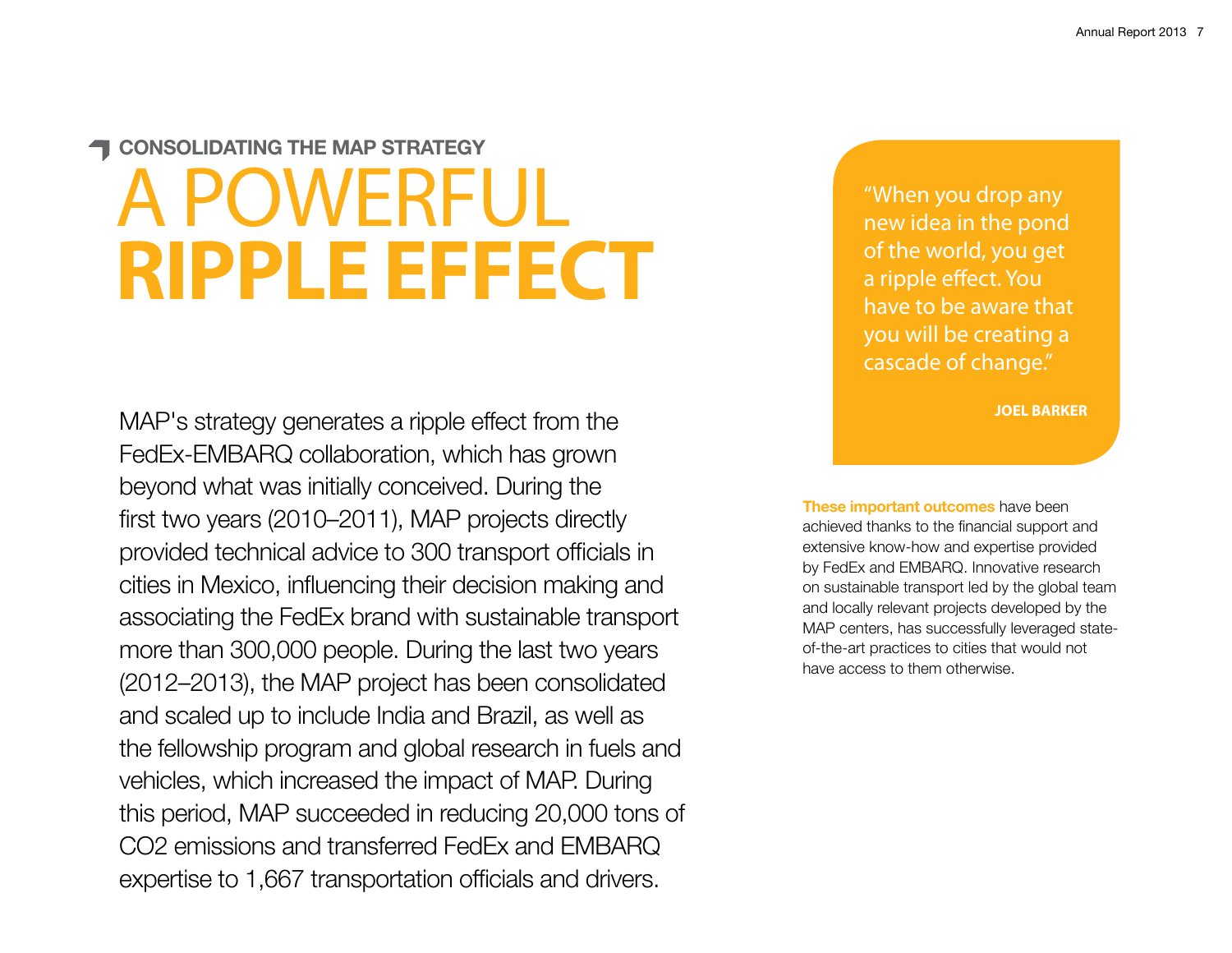### CONSOLIDATING THE MAP STRATEGY

# A POWERFUL **RIPPLE EFFECT**

MAP's strategy generates a ripple effect from the FedEx-EMBARQ collaboration, which has grown beyond what was initially conceived. During the first two years (2010–2011), MAP projects directly provided technical advice to 300 transport officials in cities in Mexico, influencing their decision making and associating the FedEx brand with sustainable transport more than 300,000 people. During the last two years (2012–2013), the MAP project has been consolidated and scaled up to include India and Brazil, as well as the fellowship program and global research in fuels and vehicles, which increased the impact of MAP. During this period, MAP succeeded in reducing 20,000 tons of $CO_2$ emissions and transferred FedEx and EMBARQ expertise to 1,667 transportation officials and drivers.

> "When you drop any new idea in the pond of the world, you get a ripple effect. You have to be aware that you will be creating a cascade of change."
>
> **JOEL BARKER**

**These important outcomes** have been achieved thanks to the financial support and extensive know-how and expertise provided by FedEx and EMBARQ. Innovative research on sustainable transport led by the global team and locally relevant projects developed by the MAP centers, has successfully leveraged state-of-the-art practices to cities that would not have access to them otherwise.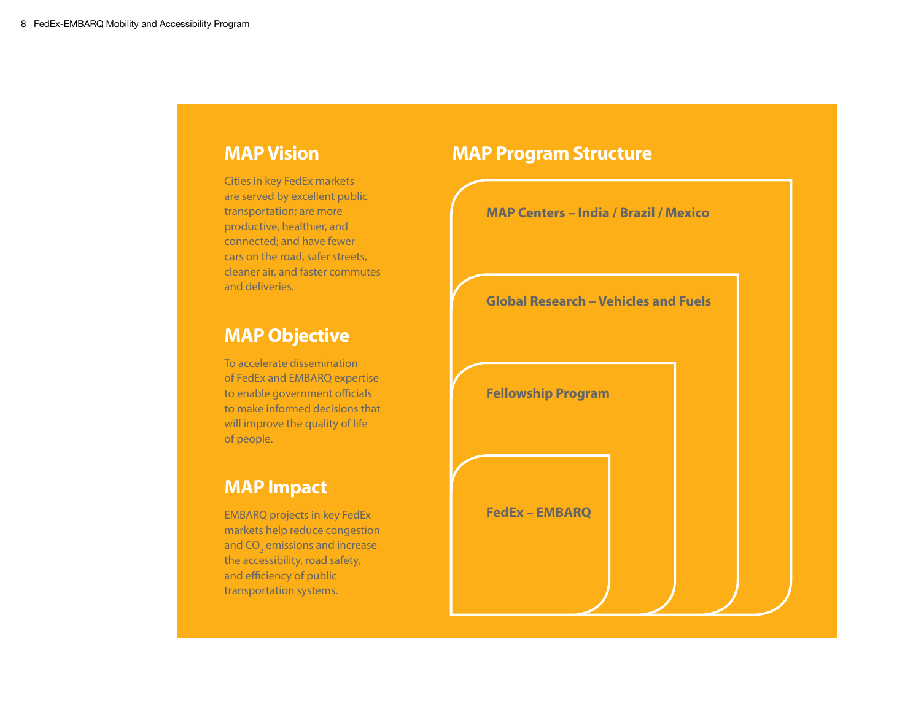## MAP Vision

Cities in key FedEx markets are served by excellent public transportation; are more productive, healthier, and connected; and have fewer cars on the road, safer streets, cleaner air, and faster commutes and deliveries.

## MAP Objective

To accelerate dissemination of FedEx and EMBARQ expertise to enable government officials to make informed decisions that will improve the quality of life of people.

## MAP Impact

EMBARQ projects in key FedEx markets help reduce congestion and $CO_2$ emissions and increase the accessibility, road safety, and efficiency of public transportation systems.

## MAP Program Structure

**MAP Centers – India / Brazil / Mexico**

**Global Research – Vehicles and Fuels**

**Fellowship Program**

**FedEx – EMBARQ**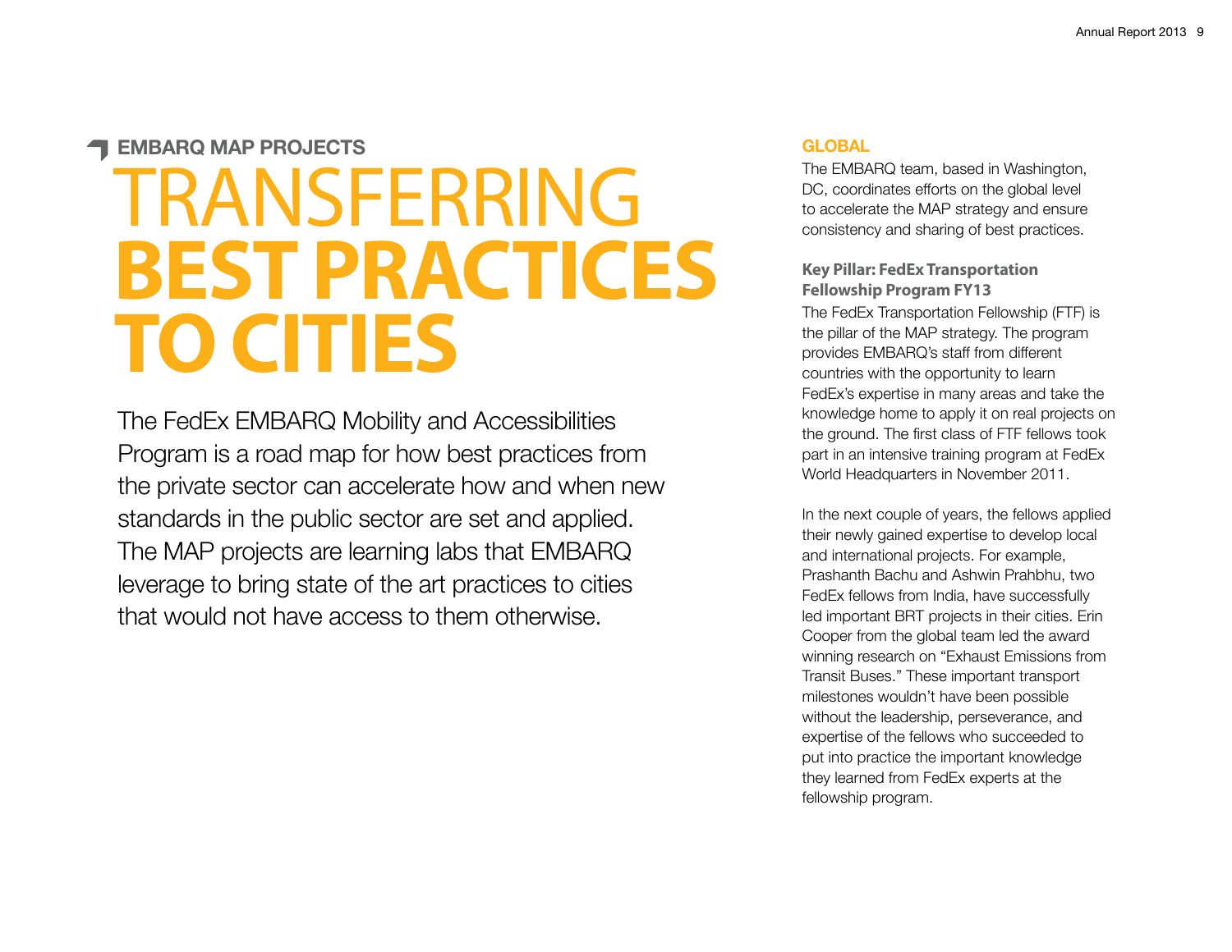EMBARQ MAP PROJECTS

# TRANSFERRING **BEST PRACTICES TO CITIES**

The FedEx EMBARQ Mobility and Accessibilities Program is a road map for how best practices from the private sector can accelerate how and when new standards in the public sector are set and applied. The MAP projects are learning labs that EMBARQ leverage to bring state of the art practices to cities that would not have access to them otherwise.

## GLOBAL

The EMBARQ team, based in Washington, DC, coordinates efforts on the global level to accelerate the MAP strategy and ensure consistency and sharing of best practices.

### Key Pillar: FedEx Transportation Fellowship Program FY13

The FedEx Transportation Fellowship (FTF) is the pillar of the MAP strategy. The program provides EMBARQ's staff from different countries with the opportunity to learn FedEx's expertise in many areas and take the knowledge home to apply it on real projects on the ground. The first class of FTF fellows took part in an intensive training program at FedEx World Headquarters in November 2011.

In the next couple of years, the fellows applied their newly gained expertise to develop local and international projects. For example, Prashanth Bachu and Ashwin Prahbhu, two FedEx fellows from India, have successfully led important BRT projects in their cities. Erin Cooper from the global team led the award winning research on "Exhaust Emissions from Transit Buses." These important transport milestones wouldn't have been possible without the leadership, perseverance, and expertise of the fellows who succeeded to put into practice the important knowledge they learned from FedEx experts at the fellowship program.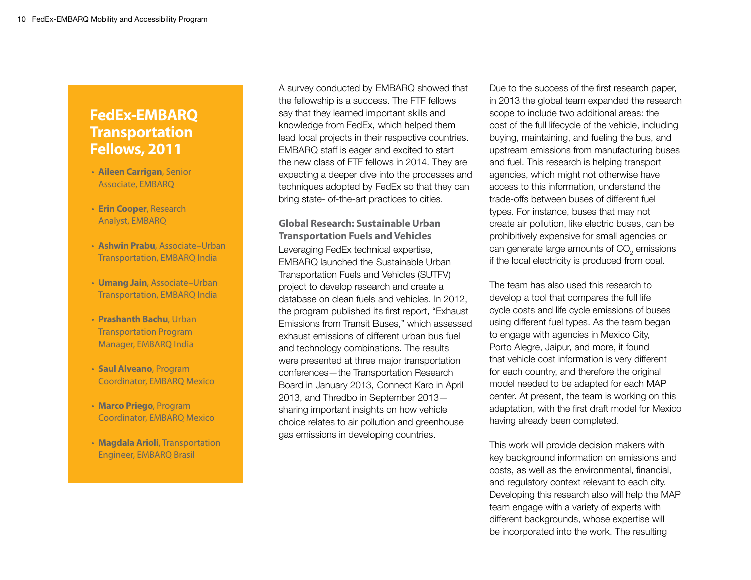## FedEx-EMBARQ Transportation Fellows, 2011

- **Aileen Carrigan**, Senior Associate, EMBARQ
- **Erin Cooper**, Research Analyst, EMBARQ
- **Ashwin Prabu**, Associate–Urban Transportation, EMBARQ India
- **Umang Jain**, Associate–Urban Transportation, EMBARQ India
- **Prashanth Bachu**, Urban Transportation Program Manager, EMBARQ India
- **Saul Alveano**, Program Coordinator, EMBARQ Mexico
- **Marco Priego**, Program Coordinator, EMBARQ Mexico
- **Magdala Arioli**, Transportation Engineer, EMBARQ Brasil

A survey conducted by EMBARQ showed that the fellowship is a success. The FTF fellows say that they learned important skills and knowledge from FedEx, which helped them lead local projects in their respective countries. EMBARQ staff is eager and excited to start the new class of FTF fellows in 2014. They are expecting a deeper dive into the processes and techniques adopted by FedEx so that they can bring state- of-the-art practices to cities.

### Global Research: Sustainable Urban Transportation Fuels and Vehicles

Leveraging FedEx technical expertise, EMBARQ launched the Sustainable Urban Transportation Fuels and Vehicles (SUTFV) project to develop research and create a database on clean fuels and vehicles. In 2012, the program published its first report, "Exhaust Emissions from Transit Buses," which assessed exhaust emissions of different urban bus fuel and technology combinations. The results were presented at three major transportation conferences—the Transportation Research Board in January 2013, Connect Karo in April 2013, and Thredbo in September 2013—sharing important insights on how vehicle choice relates to air pollution and greenhouse gas emissions in developing countries.

Due to the success of the first research paper, in 2013 the global team expanded the research scope to include two additional areas: the cost of the full lifecycle of the vehicle, including buying, maintaining, and fueling the bus, and upstream emissions from manufacturing buses and fuel. This research is helping transport agencies, which might not otherwise have access to this information, understand the trade-offs between buses of different fuel types. For instance, buses that may not create air pollution, like electric buses, can be prohibitively expensive for small agencies or can generate large amounts of $CO_2$ emissions if the local electricity is produced from coal.

The team has also used this research to develop a tool that compares the full life cycle costs and life cycle emissions of buses using different fuel types. As the team began to engage with agencies in Mexico City, Porto Alegre, Jaipur, and more, it found that vehicle cost information is very different for each country, and therefore the original model needed to be adapted for each MAP center. At present, the team is working on this adaptation, with the first draft model for Mexico having already been completed.

This work will provide decision makers with key background information on emissions and costs, as well as the environmental, financial, and regulatory context relevant to each city. Developing this research also will help the MAP team engage with a variety of experts with different backgrounds, whose expertise will be incorporated into the work. The resulting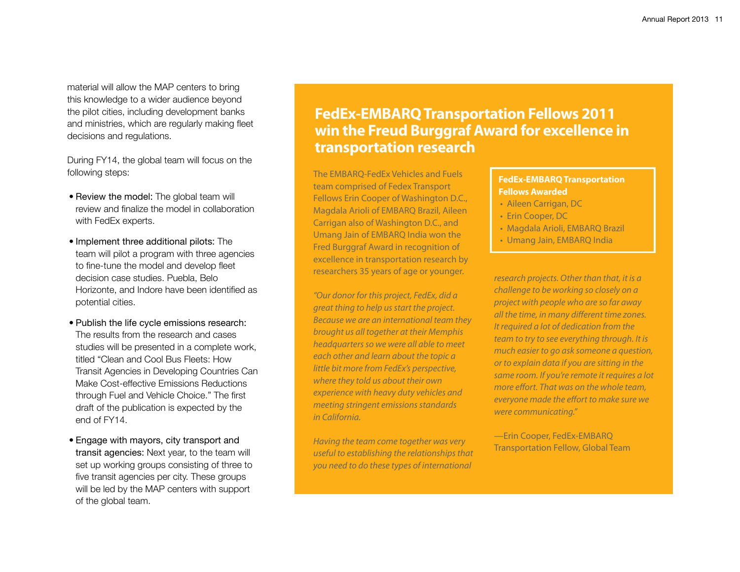material will allow the MAP centers to bring this knowledge to a wider audience beyond the pilot cities, including development banks and ministries, which are regularly making fleet decisions and regulations.

During FY14, the global team will focus on the following steps:

- Review the model: The global team will review and finalize the model in collaboration with FedEx experts.
- Implement three additional pilots: The team will pilot a program with three agencies to fine-tune the model and develop fleet decision case studies. Puebla, Belo Horizonte, and Indore have been identified as potential cities.
- Publish the life cycle emissions research: The results from the research and cases studies will be presented in a complete work, titled "Clean and Cool Bus Fleets: How Transit Agencies in Developing Countries Can Make Cost-effective Emissions Reductions through Fuel and Vehicle Choice." The first draft of the publication is expected by the end of FY14.
- Engage with mayors, city transport and transit agencies: Next year, to the team will set up working groups consisting of three to five transit agencies per city. These groups will be led by the MAP centers with support of the global team.

## FedEx-EMBARQ Transportation Fellows 2011 win the Freud Burggraf Award for excellence in transportation research

The EMBARQ-FedEx Vehicles and Fuels team comprised of Fedex Transport Fellows Erin Cooper of Washington D.C., Magdala Arioli of EMBARQ Brazil, Aileen Carrigan also of Washington D.C., and Umang Jain of EMBARQ India won the Fred Burggraf Award in recognition of excellence in transportation research by researchers 35 years of age or younger.

**FedEx-EMBARQ Transportation Fellows Awarded**

- Aileen Carrigan, DC
- Erin Cooper, DC
- Magdala Arioli, EMBARQ Brazil
- Umang Jain, EMBARQ India

*"Our donor for this project, FedEx, did a great thing to help us start the project. Because we are an international team they brought us all together at their Memphis headquarters so we were all able to meet each other and learn about the topic a little bit more from FedEx's perspective, where they told us about their own experience with heavy duty vehicles and meeting stringent emissions standards in California.*

*Having the team come together was very useful to establishing the relationships that you need to do these types of international research projects. Other than that, it is a challenge to be working so closely on a project with people who are so far away all the time, in many different time zones. It required a lot of dedication from the team to try to see everything through. It is much easier to go ask someone a question, or to explain data if you are sitting in the same room. If you're remote it requires a lot more effort. That was on the whole team, everyone made the effort to make sure we were communicating."*

—Erin Cooper, FedEx-EMBARQ Transportation Fellow, Global Team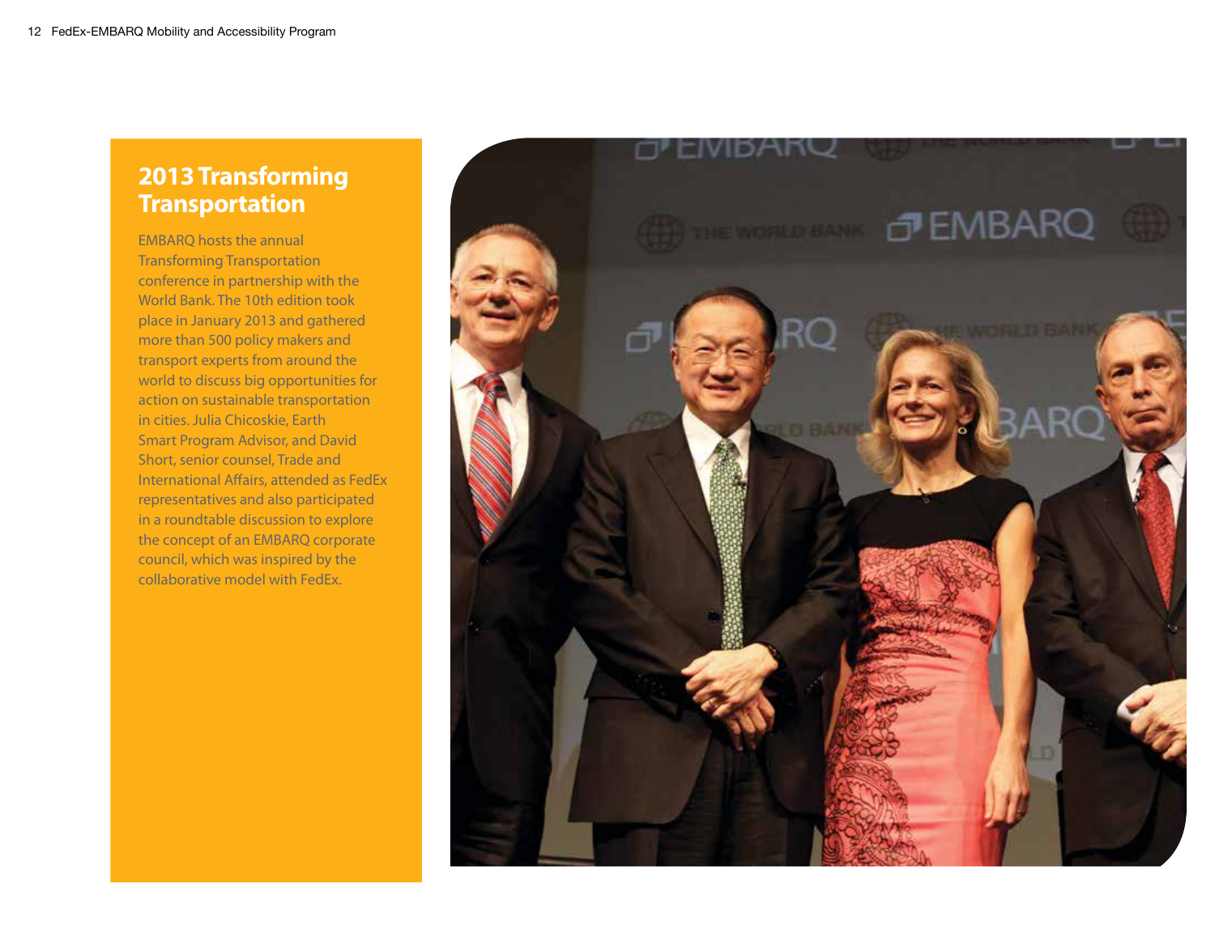## 2013 Transforming Transportation

EMBARQ hosts the annual Transforming Transportation conference in partnership with the World Bank. The 10th edition took place in January 2013 and gathered more than 500 policy makers and transport experts from around the world to discuss big opportunities for action on sustainable transportation in cities. Julia Chicoskie, Earth Smart Program Advisor, and David Short, senior counsel, Trade and International Affairs, attended as FedEx representatives and also participated in a roundtable discussion to explore the concept of an EMBARQ corporate council, which was inspired by the collaborative model with FedEx.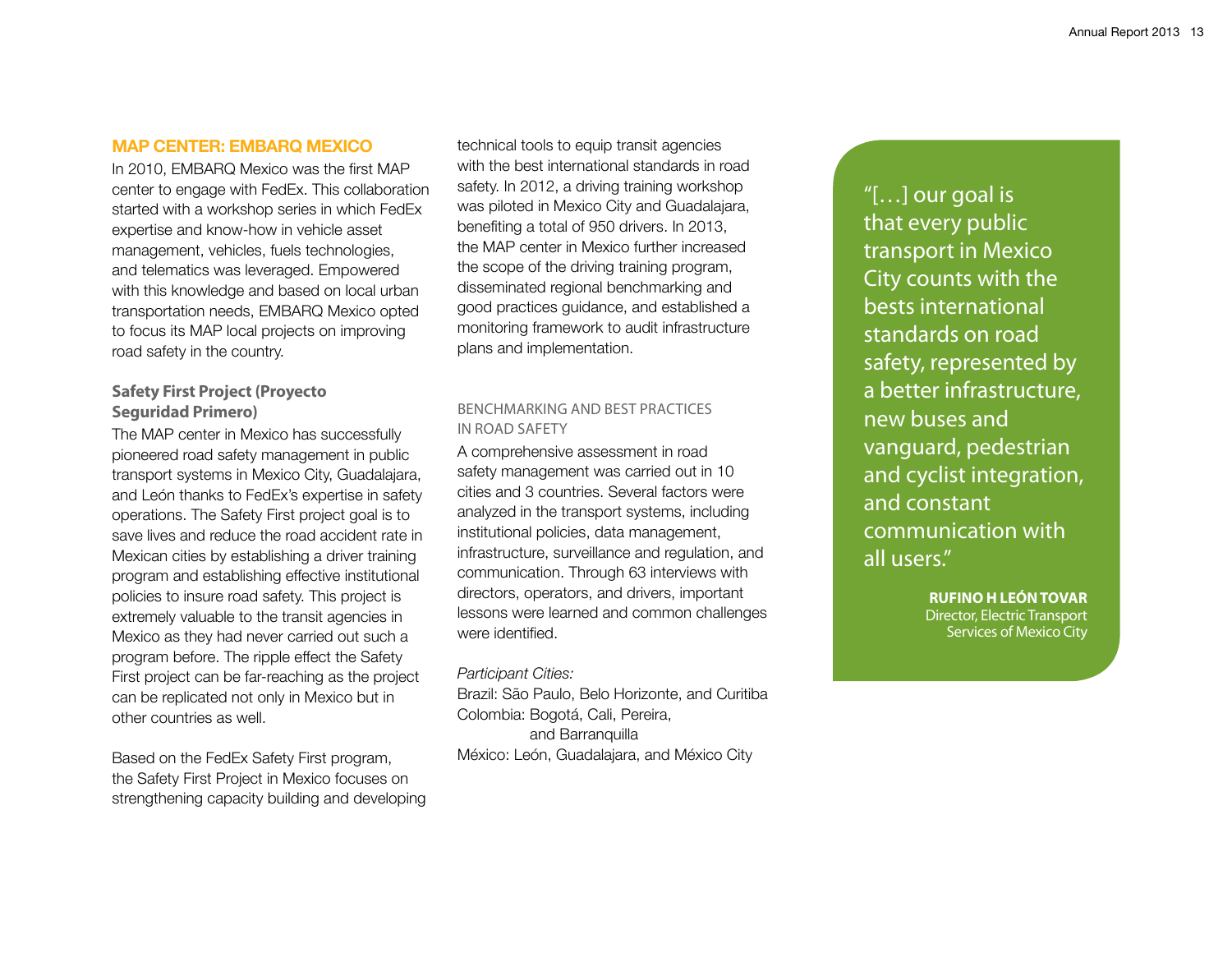## MAP CENTER: EMBARQ MEXICO

In 2010, EMBARQ Mexico was the first MAP center to engage with FedEx. This collaboration started with a workshop series in which FedEx expertise and know-how in vehicle asset management, vehicles, fuels technologies, and telematics was leveraged. Empowered with this knowledge and based on local urban transportation needs, EMBARQ Mexico opted to focus its MAP local projects on improving road safety in the country.

### Safety First Project (Proyecto Seguridad Primero)

The MAP center in Mexico has successfully pioneered road safety management in public transport systems in Mexico City, Guadalajara, and León thanks to FedEx's expertise in safety operations. The Safety First project goal is to save lives and reduce the road accident rate in Mexican cities by establishing a driver training program and establishing effective institutional policies to insure road safety. This project is extremely valuable to the transit agencies in Mexico as they had never carried out such a program before. The ripple effect the Safety First project can be far-reaching as the project can be replicated not only in Mexico but in other countries as well.

Based on the FedEx Safety First program, the Safety First Project in Mexico focuses on strengthening capacity building and developing technical tools to equip transit agencies with the best international standards in road safety. In 2012, a driving training workshop was piloted in Mexico City and Guadalajara, benefiting a total of 950 drivers. In 2013, the MAP center in Mexico further increased the scope of the driving training program, disseminated regional benchmarking and good practices guidance, and established a monitoring framework to audit infrastructure plans and implementation.

#### BENCHMARKING AND BEST PRACTICES IN ROAD SAFETY

A comprehensive assessment in road safety management was carried out in 10 cities and 3 countries. Several factors were analyzed in the transport systems, including institutional policies, data management, infrastructure, surveillance and regulation, and communication. Through 63 interviews with directors, operators, and drivers, important lessons were learned and common challenges were identified.

*Participant Cities:*

Brazil: São Paulo, Belo Horizonte, and Curitiba
Colombia: Bogotá, Cali, Pereira, and Barranquilla
México: León, Guadalajara, and México City

> "[…] our goal is that every public transport in Mexico City counts with the bests international standards on road safety, represented by a better infrastructure, new buses and vanguard, pedestrian and cyclist integration, and constant communication with all users."
>
> **RUFINO H LEÓN TOVAR**
> Director, Electric Transport Services of Mexico City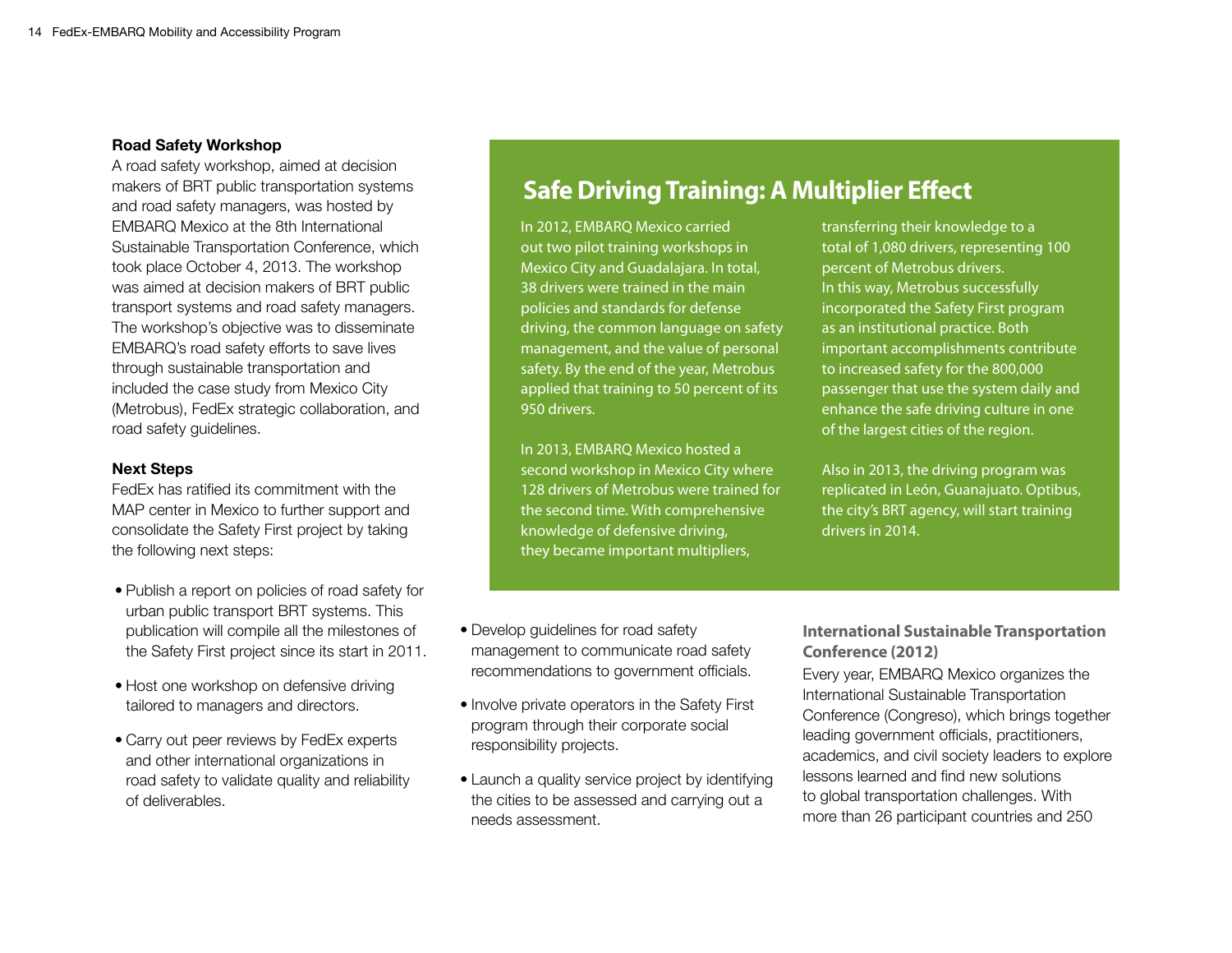**Road Safety Workshop**

A road safety workshop, aimed at decision makers of BRT public transportation systems and road safety managers, was hosted by EMBARQ Mexico at the 8th International Sustainable Transportation Conference, which took place October 4, 2013. The workshop was aimed at decision makers of BRT public transport systems and road safety managers. The workshop's objective was to disseminate EMBARQ's road safety efforts to save lives through sustainable transportation and included the case study from Mexico City (Metrobus), FedEx strategic collaboration, and road safety guidelines.

**Next Steps**

FedEx has ratified its commitment with the MAP center in Mexico to further support and consolidate the Safety First project by taking the following next steps:

- Publish a report on policies of road safety for urban public transport BRT systems. This publication will compile all the milestones of the Safety First project since its start in 2011.
- Host one workshop on defensive driving tailored to managers and directors.
- Carry out peer reviews by FedEx experts and other international organizations in road safety to validate quality and reliability of deliverables.
- Develop guidelines for road safety management to communicate road safety recommendations to government officials.
- Involve private operators in the Safety First program through their corporate social responsibility projects.
- Launch a quality service project by identifying the cities to be assessed and carrying out a needs assessment.

## Safe Driving Training: A Multiplier Effect

In 2012, EMBARQ Mexico carried out two pilot training workshops in Mexico City and Guadalajara. In total, 38 drivers were trained in the main policies and standards for defense driving, the common language on safety management, and the value of personal safety. By the end of the year, Metrobus applied that training to 50 percent of its 950 drivers.

In 2013, EMBARQ Mexico hosted a second workshop in Mexico City where 128 drivers of Metrobus were trained for the second time. With comprehensive knowledge of defensive driving, they became important multipliers, transferring their knowledge to a total of 1,080 drivers, representing 100 percent of Metrobus drivers. In this way, Metrobus successfully incorporated the Safety First program as an institutional practice. Both important accomplishments contribute to increased safety for the 800,000 passenger that use the system daily and enhance the safe driving culture in one of the largest cities of the region.

Also in 2013, the driving program was replicated in León, Guanajuato. Optibus, the city's BRT agency, will start training drivers in 2014.

**International Sustainable Transportation Conference (2012)**

Every year, EMBARQ Mexico organizes the International Sustainable Transportation Conference (Congreso), which brings together leading government officials, practitioners, academics, and civil society leaders to explore lessons learned and find new solutions to global transportation challenges. With more than 26 participant countries and 250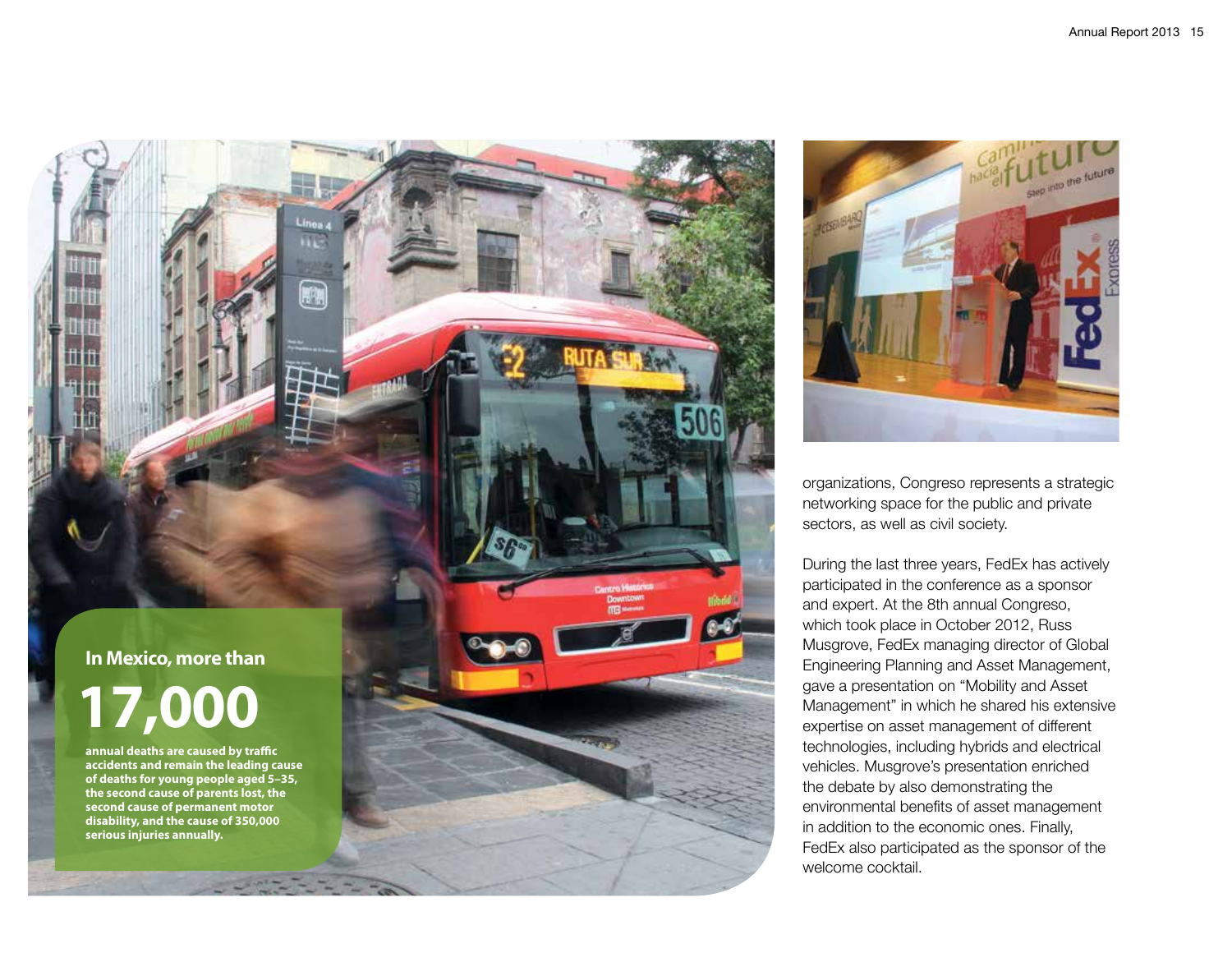**In Mexico, more than**

**17,000**

**annual deaths are caused by traffic accidents and remain the leading cause of deaths for young people aged 5–35, the second cause of parents lost, the second cause of permanent motor disability, and the cause of 350,000 serious injuries annually.**

organizations, Congreso represents a strategic networking space for the public and private sectors, as well as civil society.

During the last three years, FedEx has actively participated in the conference as a sponsor and expert. At the 8th annual Congreso, which took place in October 2012, Russ Musgrove, FedEx managing director of Global Engineering Planning and Asset Management, gave a presentation on "Mobility and Asset Management" in which he shared his extensive expertise on asset management of different technologies, including hybrids and electrical vehicles. Musgrove's presentation enriched the debate by also demonstrating the environmental benefits of asset management in addition to the economic ones. Finally, FedEx also participated as the sponsor of the welcome cocktail.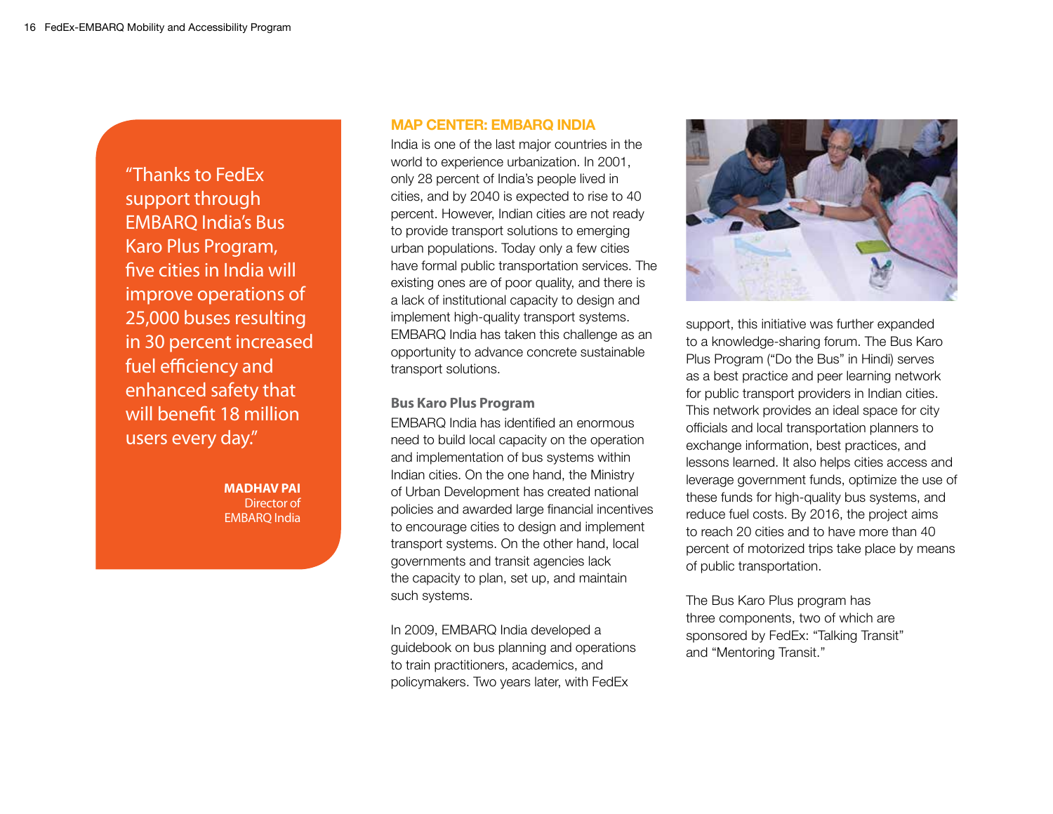> "Thanks to FedEx support through EMBARQ India's Bus Karo Plus Program, five cities in India will improve operations of 25,000 buses resulting in 30 percent increased fuel efficiency and enhanced safety that will benefit 18 million users every day."
>
> **MADHAV PAI**
> Director of EMBARQ India

## MAP CENTER: EMBARQ INDIA

India is one of the last major countries in the world to experience urbanization. In 2001, only 28 percent of India's people lived in cities, and by 2040 is expected to rise to 40 percent. However, Indian cities are not ready to provide transport solutions to emerging urban populations. Today only a few cities have formal public transportation services. The existing ones are of poor quality, and there is a lack of institutional capacity to design and implement high-quality transport systems. EMBARQ India has taken this challenge as an opportunity to advance concrete sustainable transport solutions.

### Bus Karo Plus Program

EMBARQ India has identified an enormous need to build local capacity on the operation and implementation of bus systems within Indian cities. On the one hand, the Ministry of Urban Development has created national policies and awarded large financial incentives to encourage cities to design and implement transport systems. On the other hand, local governments and transit agencies lack the capacity to plan, set up, and maintain such systems.

In 2009, EMBARQ India developed a guidebook on bus planning and operations to train practitioners, academics, and policymakers. Two years later, with FedEx support, this initiative was further expanded to a knowledge-sharing forum. The Bus Karo Plus Program ("Do the Bus" in Hindi) serves as a best practice and peer learning network for public transport providers in Indian cities. This network provides an ideal space for city officials and local transportation planners to exchange information, best practices, and lessons learned. It also helps cities access and leverage government funds, optimize the use of these funds for high-quality bus systems, and reduce fuel costs. By 2016, the project aims to reach 20 cities and to have more than 40 percent of motorized trips take place by means of public transportation.

The Bus Karo Plus program has three components, two of which are sponsored by FedEx: "Talking Transit" and "Mentoring Transit."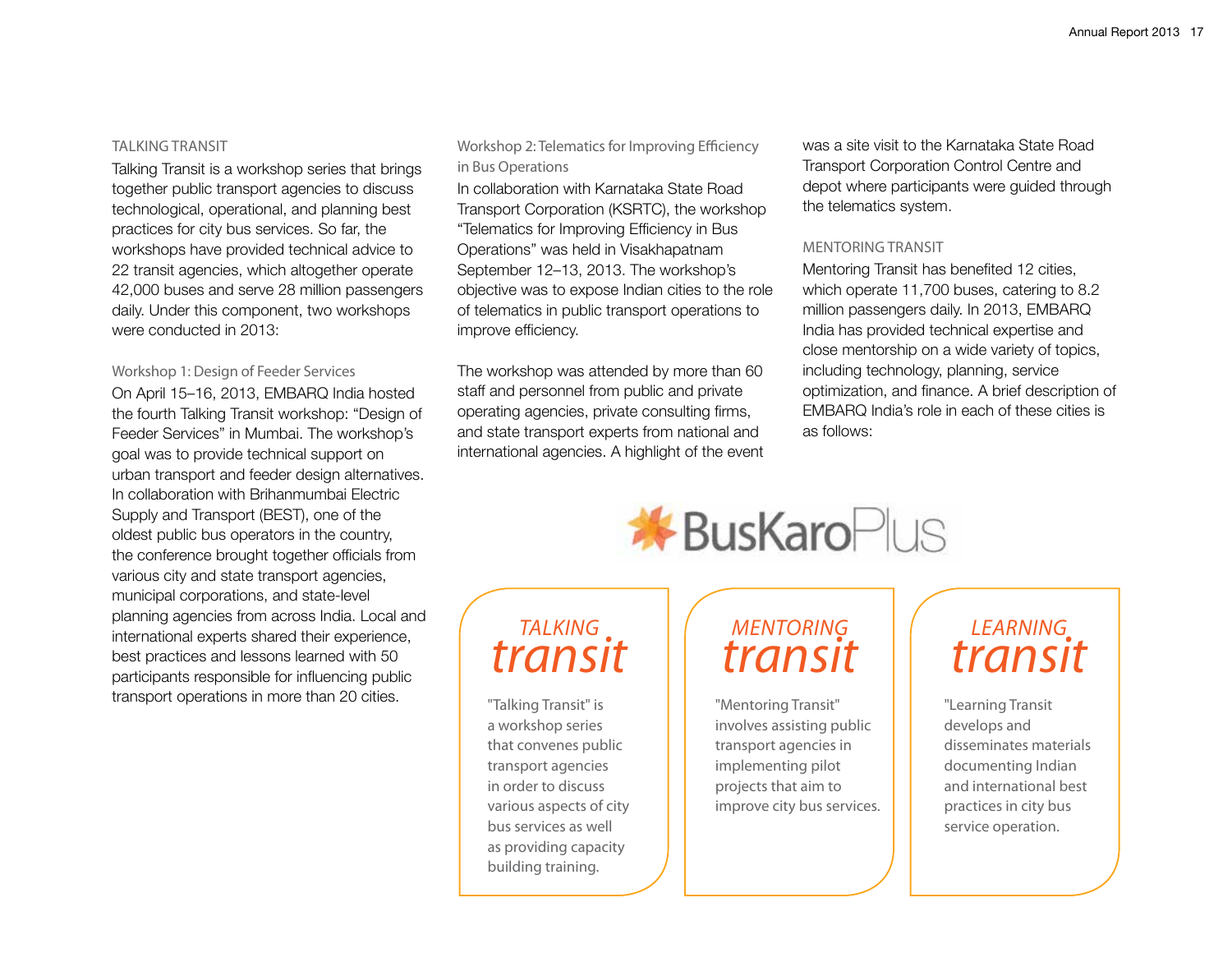## TALKING TRANSIT

Talking Transit is a workshop series that brings together public transport agencies to discuss technological, operational, and planning best practices for city bus services. So far, the workshops have provided technical advice to 22 transit agencies, which altogether operate 42,000 buses and serve 28 million passengers daily. Under this component, two workshops were conducted in 2013:

### Workshop 1: Design of Feeder Services

On April 15–16, 2013, EMBARQ India hosted the fourth Talking Transit workshop: "Design of Feeder Services" in Mumbai. The workshop's goal was to provide technical support on urban transport and feeder design alternatives. In collaboration with Brihanmumbai Electric Supply and Transport (BEST), one of the oldest public bus operators in the country, the conference brought together officials from various city and state transport agencies, municipal corporations, and state-level planning agencies from across India. Local and international experts shared their experience, best practices and lessons learned with 50 participants responsible for influencing public transport operations in more than 20 cities.

### Workshop 2: Telematics for Improving Efficiency in Bus Operations

In collaboration with Karnataka State Road Transport Corporation (KSRTC), the workshop "Telematics for Improving Efficiency in Bus Operations" was held in Visakhapatnam September 12–13, 2013. The workshop's objective was to expose Indian cities to the role of telematics in public transport operations to improve efficiency.

The workshop was attended by more than 60 staff and personnel from public and private operating agencies, private consulting firms, and state transport experts from national and international agencies. A highlight of the event was a site visit to the Karnataka State Road Transport Corporation Control Centre and depot where participants were guided through the telematics system.

## MENTORING TRANSIT

Mentoring Transit has benefited 12 cities, which operate 11,700 buses, catering to 8.2 million passengers daily. In 2013, EMBARQ India has provided technical expertise and close mentorship on a wide variety of topics, including technology, planning, service optimization, and finance. A brief description of EMBARQ India's role in each of these cities is as follows:

BusKaroPlus

**TALKING transit**

"Talking Transit" is a workshop series that convenes public transport agencies in order to discuss various aspects of city bus services as well as providing capacity building training.

**MENTORING transit**

"Mentoring Transit" involves assisting public transport agencies in implementing pilot projects that aim to improve city bus services.

**LEARNING transit**

"Learning Transit develops and disseminates materials documenting Indian and international best practices in city bus service operation.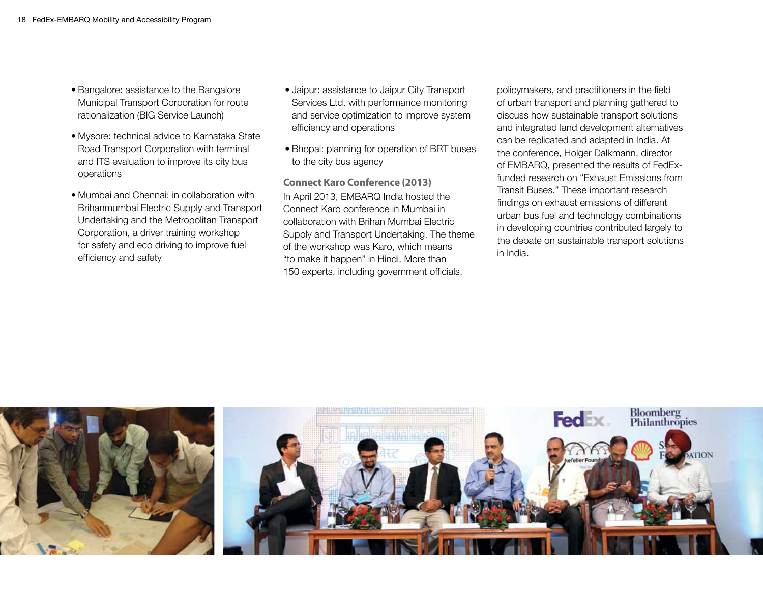- Bangalore: assistance to the Bangalore Municipal Transport Corporation for route rationalization (BIG Service Launch)
- Mysore: technical advice to Karnataka State Road Transport Corporation with terminal and ITS evaluation to improve its city bus operations
- Mumbai and Chennai: in collaboration with Brihanmumbai Electric Supply and Transport Undertaking and the Metropolitan Transport Corporation, a driver training workshop for safety and eco driving to improve fuel efficiency and safety
- Jaipur: assistance to Jaipur City Transport Services Ltd. with performance monitoring and service optimization to improve system efficiency and operations
- Bhopal: planning for operation of BRT buses to the city bus agency

### Connect Karo Conference (2013)

In April 2013, EMBARQ India hosted the Connect Karo conference in Mumbai in collaboration with Brihan Mumbai Electric Supply and Transport Undertaking. The theme of the workshop was Karo, which means "to make it happen" in Hindi. More than 150 experts, including government officials, policymakers, and practitioners in the field of urban transport and planning gathered to discuss how sustainable transport solutions and integrated land development alternatives can be replicated and adapted in India. At the conference, Holger Dalkmann, director of EMBARQ, presented the results of FedEx-funded research on "Exhaust Emissions from Transit Buses." These important research findings on exhaust emissions of different urban bus fuel and technology combinations in developing countries contributed largely to the debate on sustainable transport solutions in India.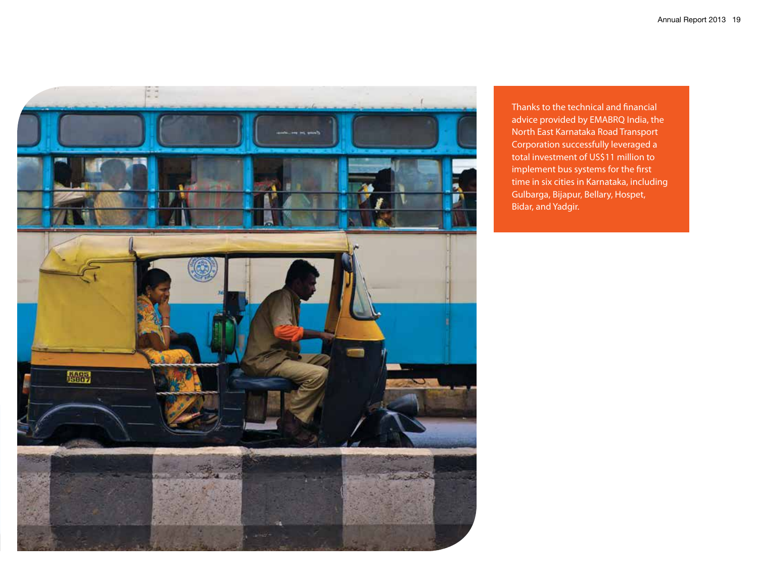Thanks to the technical and financial advice provided by EMABRQ India, the North East Karnataka Road Transport Corporation successfully leveraged a total investment of US$11 million to implement bus systems for the first time in six cities in Karnataka, including Gulbarga, Bijapur, Bellary, Hospet, Bidar, and Yadgir.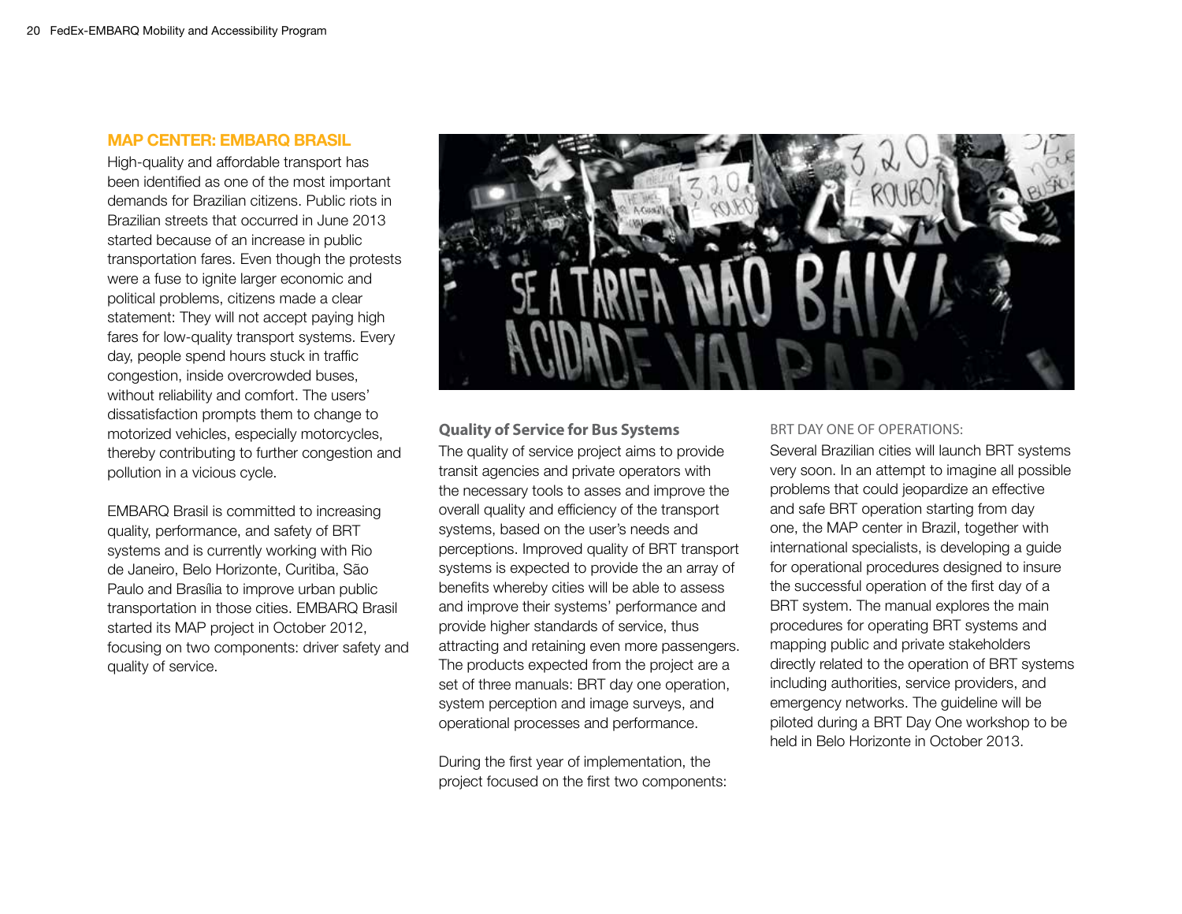## MAP CENTER: EMBARQ BRASIL

High-quality and affordable transport has been identified as one of the most important demands for Brazilian citizens. Public riots in Brazilian streets that occurred in June 2013 started because of an increase in public transportation fares. Even though the protests were a fuse to ignite larger economic and political problems, citizens made a clear statement: They will not accept paying high fares for low-quality transport systems. Every day, people spend hours stuck in traffic congestion, inside overcrowded buses, without reliability and comfort. The users' dissatisfaction prompts them to change to motorized vehicles, especially motorcycles, thereby contributing to further congestion and pollution in a vicious cycle.

EMBARQ Brasil is committed to increasing quality, performance, and safety of BRT systems and is currently working with Rio de Janeiro, Belo Horizonte, Curitiba, São Paulo and Brasília to improve urban public transportation in those cities. EMBARQ Brasil started its MAP project in October 2012, focusing on two components: driver safety and quality of service.

### Quality of Service for Bus Systems

The quality of service project aims to provide transit agencies and private operators with the necessary tools to asses and improve the overall quality and efficiency of the transport systems, based on the user's needs and perceptions. Improved quality of BRT transport systems is expected to provide the an array of benefits whereby cities will be able to assess and improve their systems' performance and provide higher standards of service, thus attracting and retaining even more passengers. The products expected from the project are a set of three manuals: BRT day one operation, system perception and image surveys, and operational processes and performance.

During the first year of implementation, the project focused on the first two components:

#### BRT DAY ONE OF OPERATIONS:

Several Brazilian cities will launch BRT systems very soon. In an attempt to imagine all possible problems that could jeopardize an effective and safe BRT operation starting from day one, the MAP center in Brazil, together with international specialists, is developing a guide for operational procedures designed to insure the successful operation of the first day of a BRT system. The manual explores the main procedures for operating BRT systems and mapping public and private stakeholders directly related to the operation of BRT systems including authorities, service providers, and emergency networks. The guideline will be piloted during a BRT Day One workshop to be held in Belo Horizonte in October 2013.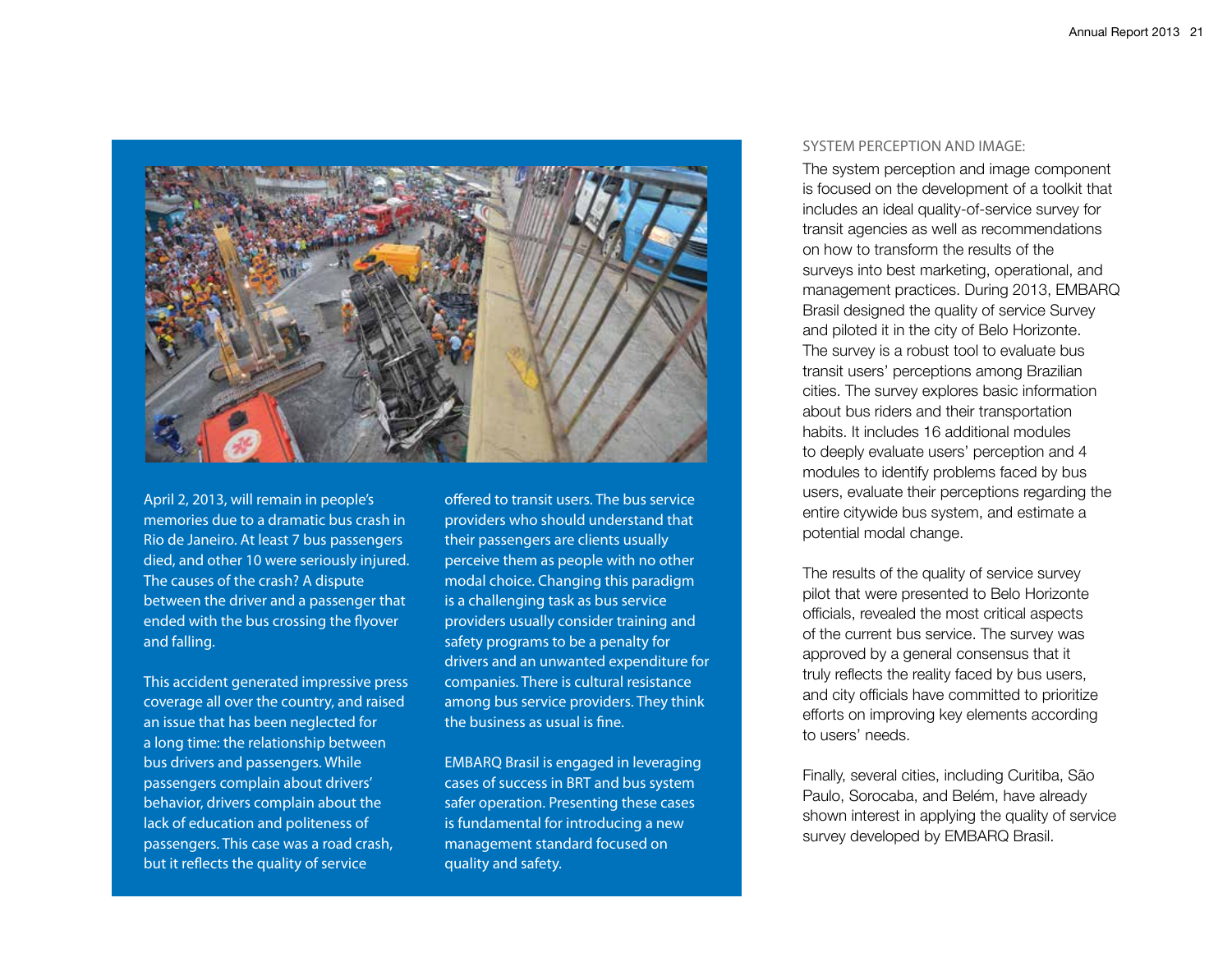April 2, 2013, will remain in people's memories due to a dramatic bus crash in Rio de Janeiro. At least 7 bus passengers died, and other 10 were seriously injured. The causes of the crash? A dispute between the driver and a passenger that ended with the bus crossing the flyover and falling.

This accident generated impressive press coverage all over the country, and raised an issue that has been neglected for a long time: the relationship between bus drivers and passengers. While passengers complain about drivers' behavior, drivers complain about the lack of education and politeness of passengers. This case was a road crash, but it reflects the quality of service offered to transit users. The bus service providers who should understand that their passengers are clients usually perceive them as people with no other modal choice. Changing this paradigm is a challenging task as bus service providers usually consider training and safety programs to be a penalty for drivers and an unwanted expenditure for companies. There is cultural resistance among bus service providers. They think the business as usual is fine.

EMBARQ Brasil is engaged in leveraging cases of success in BRT and bus system safer operation. Presenting these cases is fundamental for introducing a new management standard focused on quality and safety.

SYSTEM PERCEPTION AND IMAGE:

The system perception and image component is focused on the development of a toolkit that includes an ideal quality-of-service survey for transit agencies as well as recommendations on how to transform the results of the surveys into best marketing, operational, and management practices. During 2013, EMBARQ Brasil designed the quality of service Survey and piloted it in the city of Belo Horizonte. The survey is a robust tool to evaluate bus transit users' perceptions among Brazilian cities. The survey explores basic information about bus riders and their transportation habits. It includes 16 additional modules to deeply evaluate users' perception and 4 modules to identify problems faced by bus users, evaluate their perceptions regarding the entire citywide bus system, and estimate a potential modal change.

The results of the quality of service survey pilot that were presented to Belo Horizonte officials, revealed the most critical aspects of the current bus service. The survey was approved by a general consensus that it truly reflects the reality faced by bus users, and city officials have committed to prioritize efforts on improving key elements according to users' needs.

Finally, several cities, including Curitiba, São Paulo, Sorocaba, and Belém, have already shown interest in applying the quality of service survey developed by EMBARQ Brasil.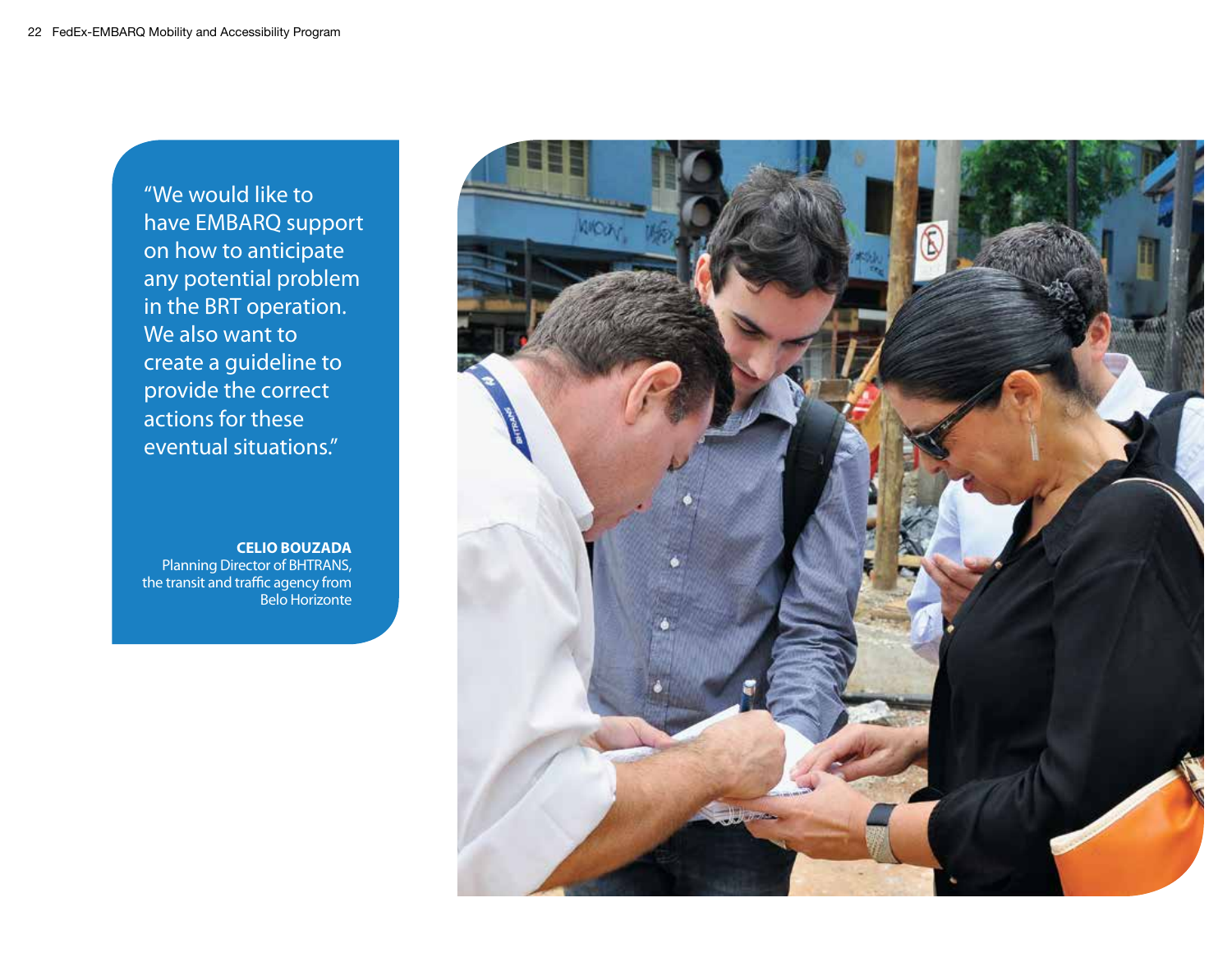"We would like to have EMBARQ support on how to anticipate any potential problem in the BRT operation. We also want to create a guideline to provide the correct actions for these eventual situations."

**CELIO BOUZADA**
Planning Director of BHTRANS, the transit and traffic agency from Belo Horizonte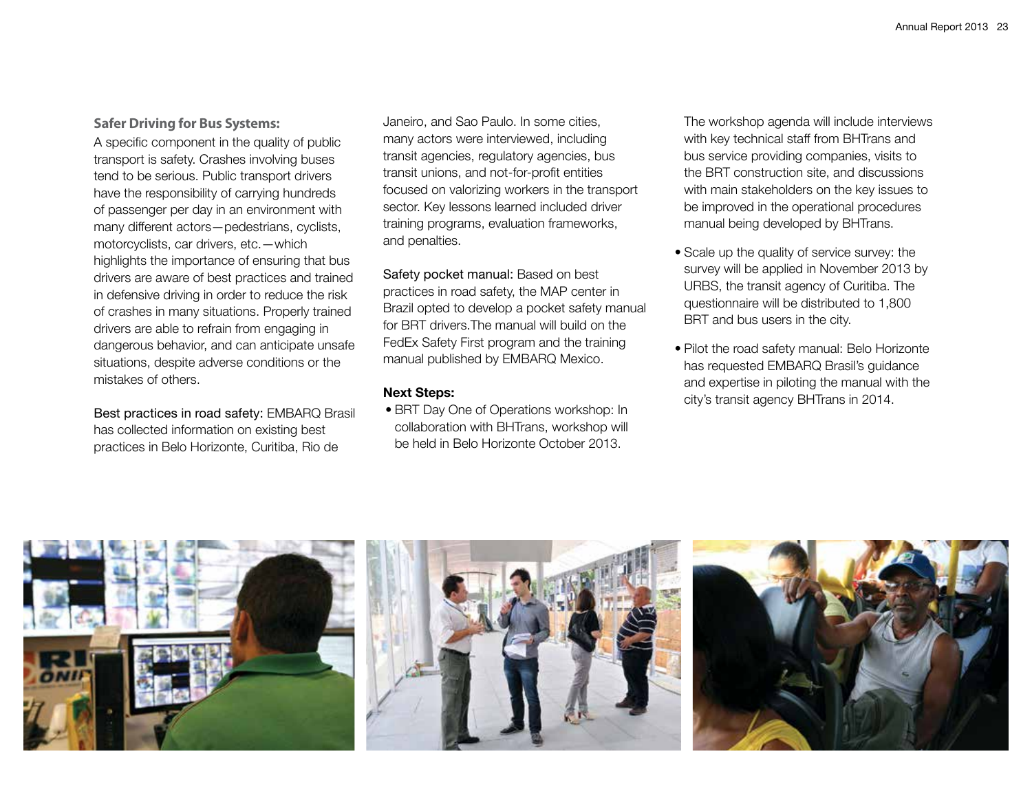### Safer Driving for Bus Systems:

A specific component in the quality of public transport is safety. Crashes involving buses tend to be serious. Public transport drivers have the responsibility of carrying hundreds of passenger per day in an environment with many different actors—pedestrians, cyclists, motorcyclists, car drivers, etc.—which highlights the importance of ensuring that bus drivers are aware of best practices and trained in defensive driving in order to reduce the risk of crashes in many situations. Properly trained drivers are able to refrain from engaging in dangerous behavior, and can anticipate unsafe situations, despite adverse conditions or the mistakes of others.

Best practices in road safety: EMBARQ Brasil has collected information on existing best practices in Belo Horizonte, Curitiba, Rio de Janeiro, and Sao Paulo. In some cities, many actors were interviewed, including transit agencies, regulatory agencies, bus transit unions, and not-for-profit entities focused on valorizing workers in the transport sector. Key lessons learned included driver training programs, evaluation frameworks, and penalties.

Safety pocket manual: Based on best practices in road safety, the MAP center in Brazil opted to develop a pocket safety manual for BRT drivers.The manual will build on the FedEx Safety First program and the training manual published by EMBARQ Mexico.

**Next Steps:**

- BRT Day One of Operations workshop: In collaboration with BHTrans, workshop will be held in Belo Horizonte October 2013. The workshop agenda will include interviews with key technical staff from BHTrans and bus service providing companies, visits to the BRT construction site, and discussions with main stakeholders on the key issues to be improved in the operational procedures manual being developed by BHTrans.
- Scale up the quality of service survey: the survey will be applied in November 2013 by URBS, the transit agency of Curitiba. The questionnaire will be distributed to 1,800 BRT and bus users in the city.
- Pilot the road safety manual: Belo Horizonte has requested EMBARQ Brasil's guidance and expertise in piloting the manual with the city's transit agency BHTrans in 2014.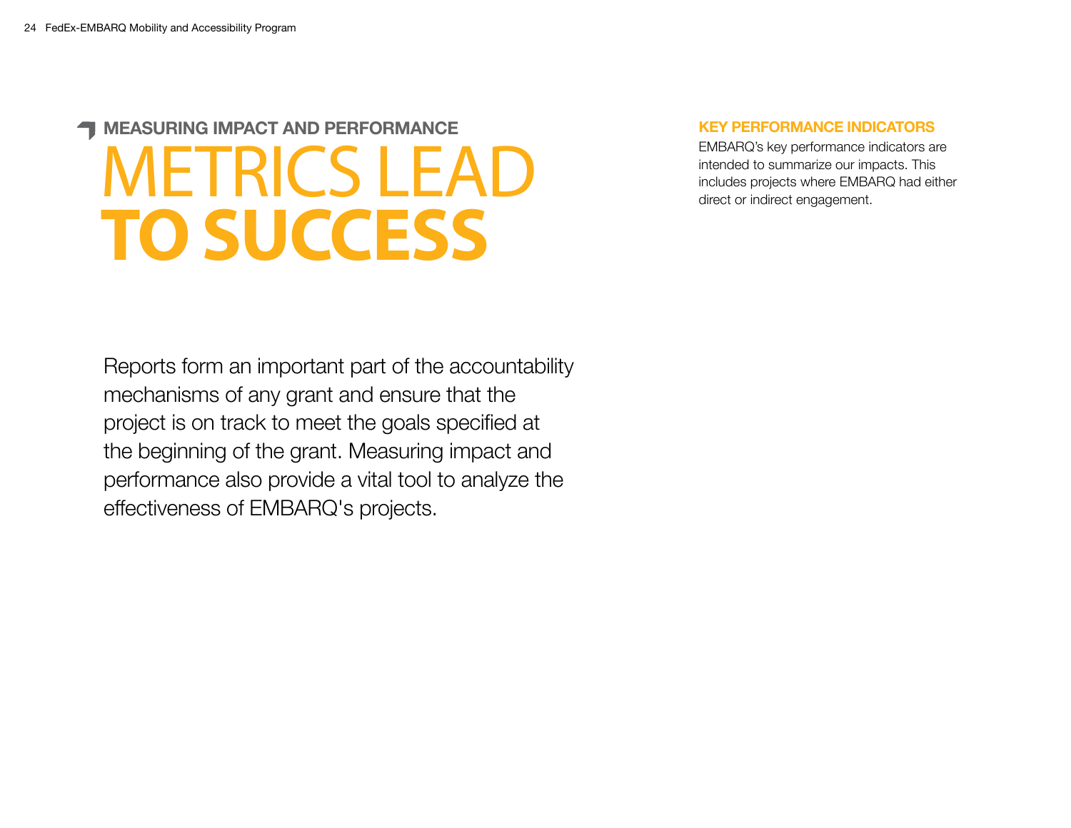### MEASURING IMPACT AND PERFORMANCE

# METRICS LEAD **TO SUCCESS**

Reports form an important part of the accountability mechanisms of any grant and ensure that the project is on track to meet the goals specified at the beginning of the grant. Measuring impact and performance also provide a vital tool to analyze the effectiveness of EMBARQ's projects.

## KEY PERFORMANCE INDICATORS

EMBARQ's key performance indicators are intended to summarize our impacts. This includes projects where EMBARQ had either direct or indirect engagement.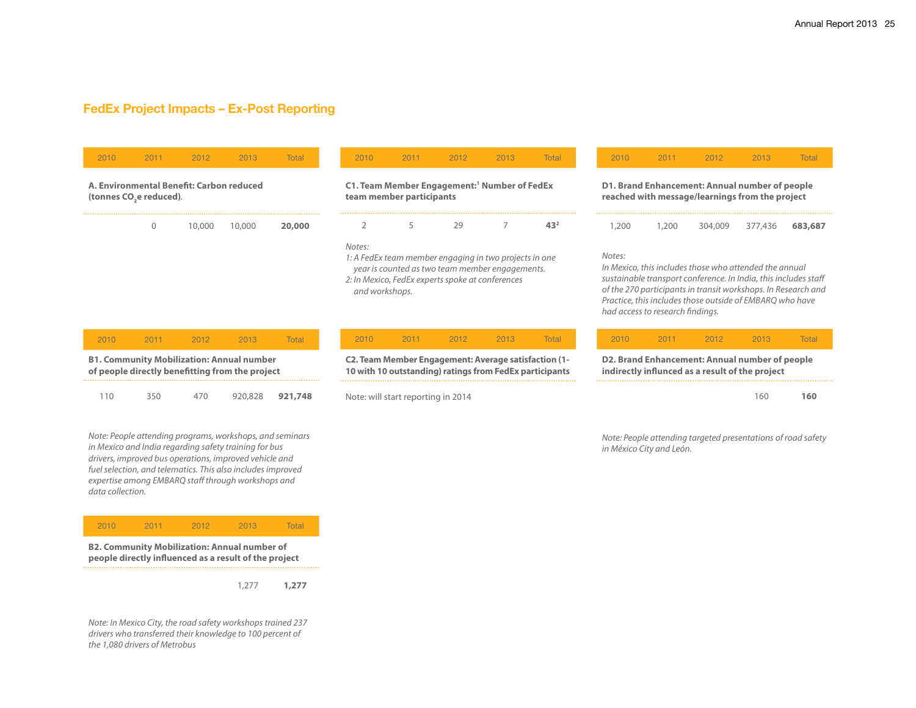## FedEx Project Impacts – Ex-Post Reporting

**A. Environmental Benefit: Carbon reduced (tonnes $CO_2$e reduced).**

| 2010 | 2011 | 2012 | 2013 | Total |
|---|---|---|---|---|
| | 0 | 10,000 | 10,000 | **20,000** |

**B1. Community Mobilization: Annual number of people directly benefitting from the project**

| 2010 | 2011 | 2012 | 2013 | Total |
|---|---|---|---|---|
| 110 | 350 | 470 | 920,828 | **921,748** |

*Note: People attending programs, workshops, and seminars in Mexico and India regarding safety training for bus drivers, improved bus operations, improved vehicle and fuel selection, and telematics. This also includes improved expertise among EMBARQ staff through workshops and data collection.*

**B2. Community Mobilization: Annual number of people directly influenced as a result of the project**

| 2010 | 2011 | 2012 | 2013 | Total |
|---|---|---|---|---|
| | | | 1,277 | **1,277** |

*Note: In Mexico City, the road safety workshops trained 237 drivers who transferred their knowledge to 100 percent of the 1,080 drivers of Metrobus*

**C1. Team Member Engagement:[1] Number of FedEx team member participants**

| 2010 | 2011 | 2012 | 2013 | Total |
|---|---|---|---|---|
| 2 | 5 | 29 | 7 | **43**[2] |

*Notes:*
*1: A FedEx team member engaging in two projects in one year is counted as two team member engagements.*
*2: In Mexico, FedEx experts spoke at conferences and workshops.*

**C2. Team Member Engagement: Average satisfaction (1-10 with 10 outstanding) ratings from FedEx participants**

| 2010 | 2011 | 2012 | 2013 | Total |
|---|---|---|---|---|

Note: will start reporting in 2014

**D1. Brand Enhancement: Annual number of people reached with message/learnings from the project**

| 2010 | 2011 | 2012 | 2013 | Total |
|---|---|---|---|---|
| 1,200 | 1,200 | 304,009 | 377,436 | **683,687** |

*Notes:*
*In Mexico, this includes those who attended the annual sustainable transport conference. In India, this includes staff of the 270 participants in transit workshops. In Research and Practice, this includes those outside of EMBARQ who have had access to research findings.*

**D2. Brand Enhancement: Annual number of people indirectly influnced as a result of the project**

| 2010 | 2011 | 2012 | 2013 | Total |
|---|---|---|---|---|
| | | | 160 | **160** |

*Note: People attending targeted presentations of road safety in México City and León.*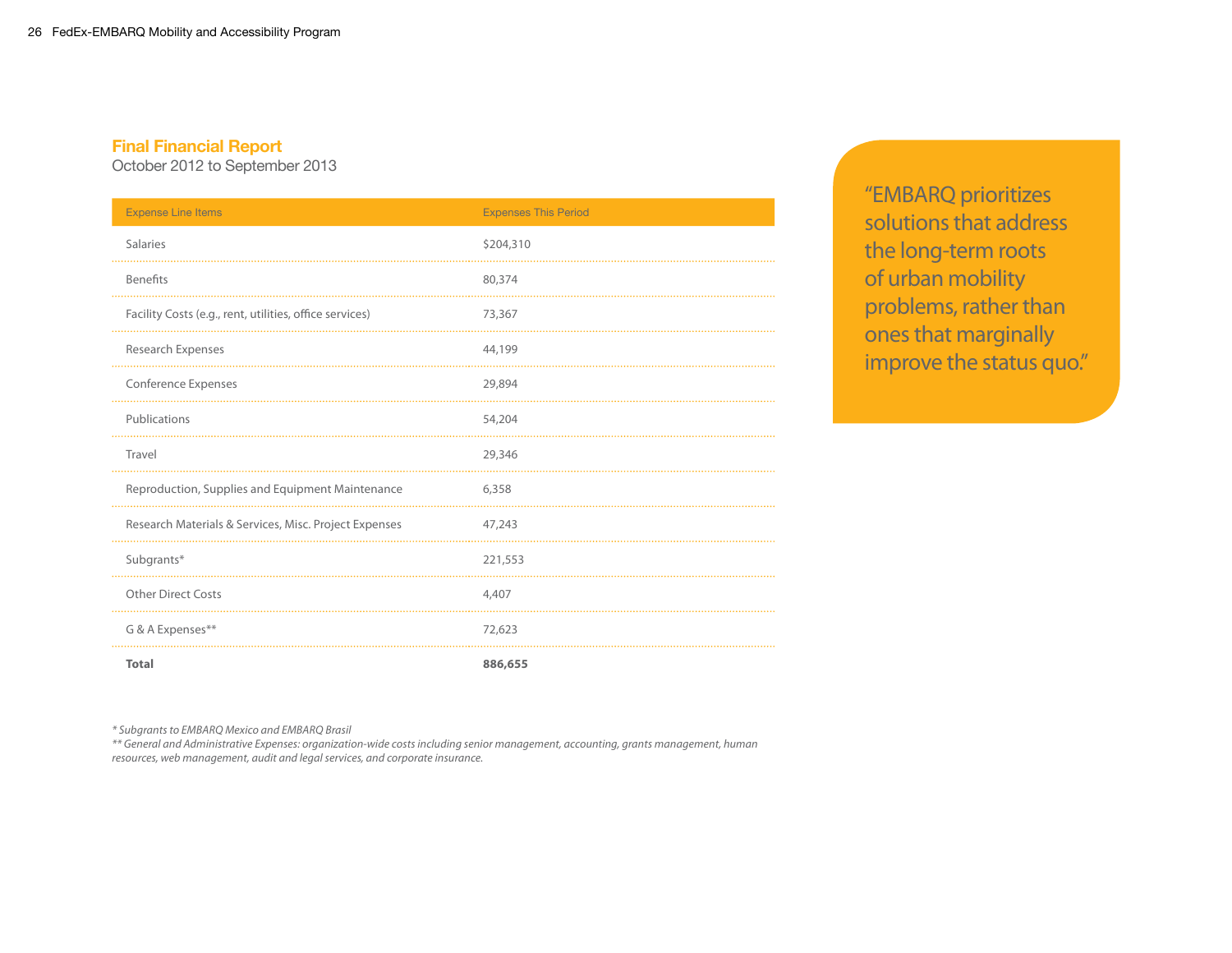## Final Financial Report

October 2012 to September 2013

| Expense Line Items | Expenses This Period |
|---|---|
| Salaries | $204,310 |
| Benefits | 80,374 |
| Facility Costs (e.g., rent, utilities, office services) | 73,367 |
| Research Expenses | 44,199 |
| Conference Expenses | 29,894 |
| Publications | 54,204 |
| Travel | 29,346 |
| Reproduction, Supplies and Equipment Maintenance | 6,358 |
| Research Materials & Services, Misc. Project Expenses | 47,243 |
| Subgrants* | 221,553 |
| Other Direct Costs | 4,407 |
| G & A Expenses** | 72,623 |
| **Total** | **886,655** |

*\* Subgrants to EMBARQ Mexico and EMBARQ Brasil*

*\*\* General and Administrative Expenses: organization-wide costs including senior management, accounting, grants management, human resources, web management, audit and legal services, and corporate insurance.*

"EMBARQ prioritizes solutions that address the long-term roots of urban mobility problems, rather than ones that marginally improve the status quo."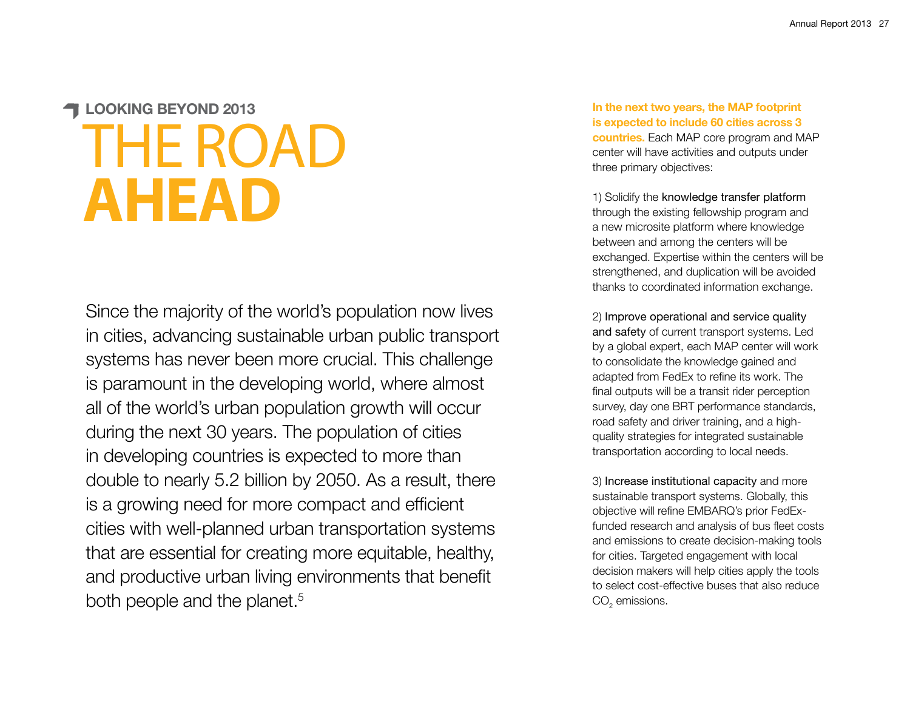**LOOKING BEYOND 2013**

# THE ROAD **AHEAD**

Since the majority of the world's population now lives in cities, advancing sustainable urban public transport systems has never been more crucial. This challenge is paramount in the developing world, where almost all of the world's urban population growth will occur during the next 30 years. The population of cities in developing countries is expected to more than double to nearly 5.2 billion by 2050. As a result, there is a growing need for more compact and efficient cities with well-planned urban transportation systems that are essential for creating more equitable, healthy, and productive urban living environments that benefit both people and the planet.[5]

**In the next two years, the MAP footprint is expected to include 60 cities across 3 countries.** Each MAP core program and MAP center will have activities and outputs under three primary objectives:

1) Solidify the knowledge transfer platform through the existing fellowship program and a new microsite platform where knowledge between and among the centers will be exchanged. Expertise within the centers will be strengthened, and duplication will be avoided thanks to coordinated information exchange.

2) Improve operational and service quality and safety of current transport systems. Led by a global expert, each MAP center will work to consolidate the knowledge gained and adapted from FedEx to refine its work. The final outputs will be a transit rider perception survey, day one BRT performance standards, road safety and driver training, and a high-quality strategies for integrated sustainable transportation according to local needs.

3) Increase institutional capacity and more sustainable transport systems. Globally, this objective will refine EMBARQ's prior FedEx-funded research and analysis of bus fleet costs and emissions to create decision-making tools for cities. Targeted engagement with local decision makers will help cities apply the tools to select cost-effective buses that also reduce $CO_2$ emissions.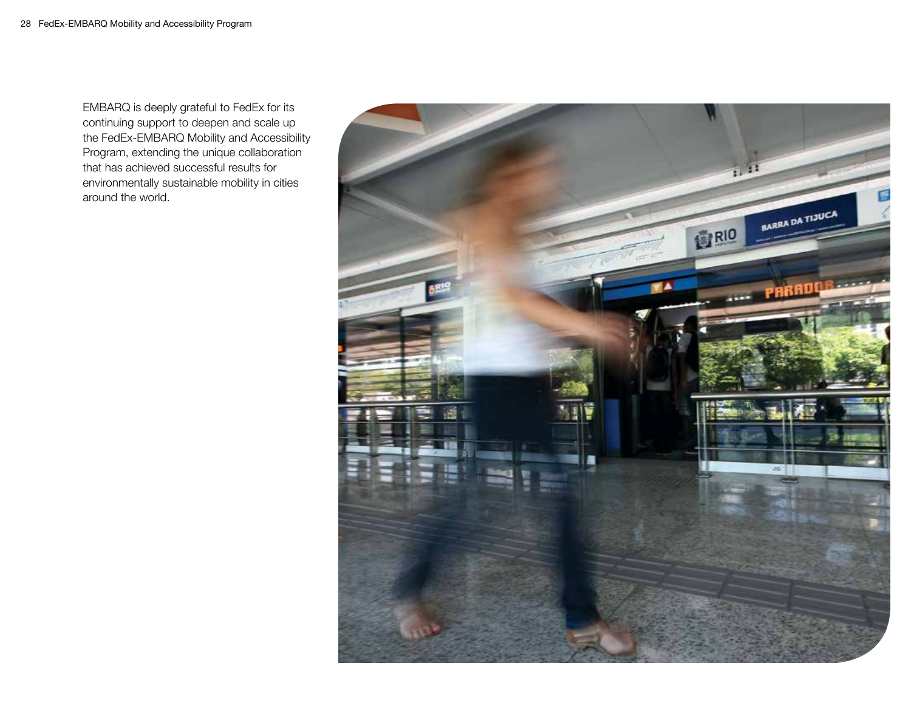EMBARQ is deeply grateful to FedEx for its continuing support to deepen and scale up the FedEx-EMBARQ Mobility and Accessibility Program, extending the unique collaboration that has achieved successful results for environmentally sustainable mobility in cities around the world.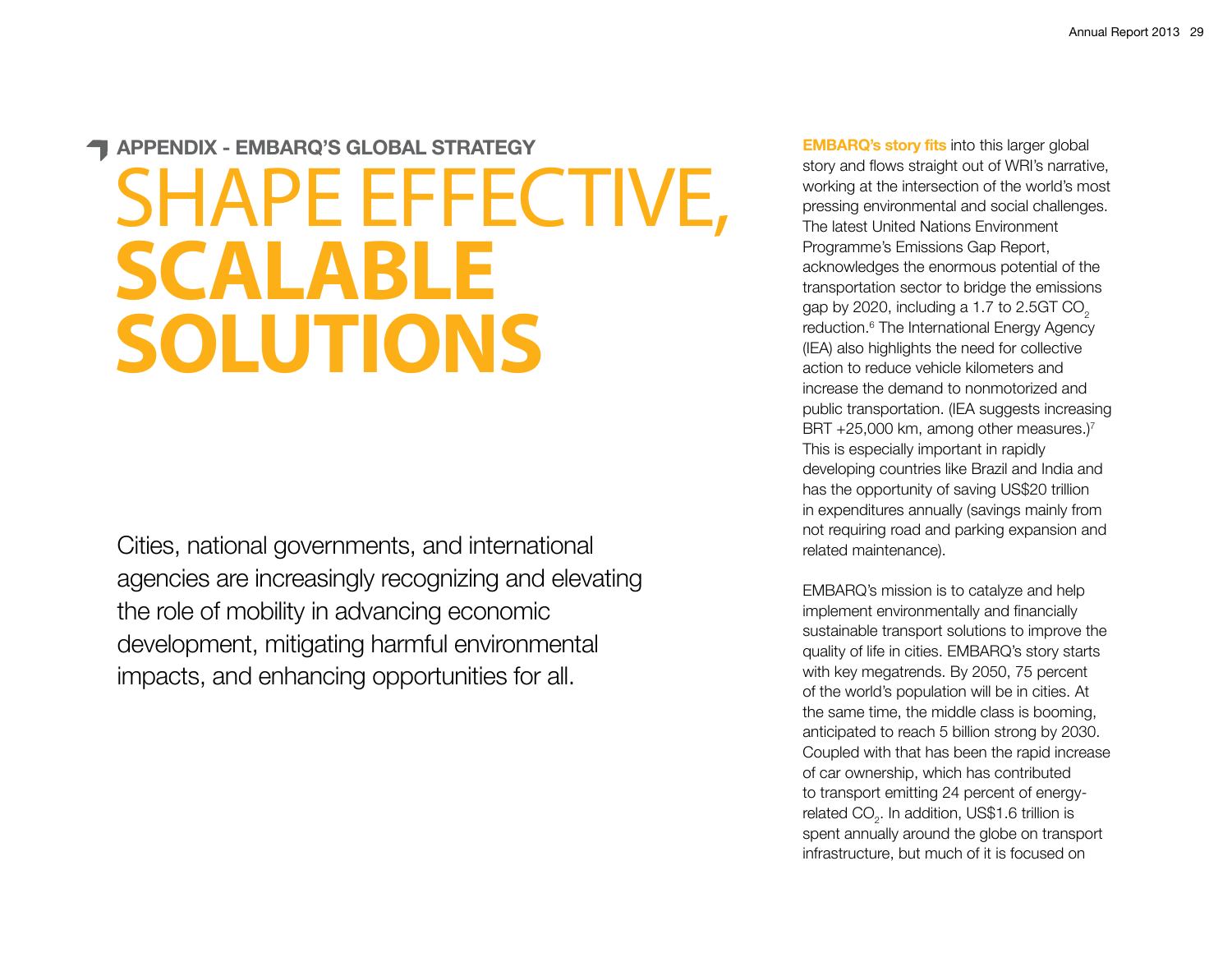## APPENDIX - EMBARQ'S GLOBAL STRATEGY

# SHAPE EFFECTIVE, **SCALABLE SOLUTIONS**

Cities, national governments, and international agencies are increasingly recognizing and elevating the role of mobility in advancing economic development, mitigating harmful environmental impacts, and enhancing opportunities for all.

**EMBARQ's story fits** into this larger global story and flows straight out of WRI's narrative, working at the intersection of the world's most pressing environmental and social challenges. The latest United Nations Environment Programme's Emissions Gap Report, acknowledges the enormous potential of the transportation sector to bridge the emissions gap by 2020, including a 1.7 to 2.5GT $CO_2$ reduction.[6] The International Energy Agency (IEA) also highlights the need for collective action to reduce vehicle kilometers and increase the demand to nonmotorized and public transportation. (IEA suggests increasing BRT +25,000 km, among other measures.)[7] This is especially important in rapidly developing countries like Brazil and India and has the opportunity of saving US$20 trillion in expenditures annually (savings mainly from not requiring road and parking expansion and related maintenance).

EMBARQ's mission is to catalyze and help implement environmentally and financially sustainable transport solutions to improve the quality of life in cities. EMBARQ's story starts with key megatrends. By 2050, 75 percent of the world's population will be in cities. At the same time, the middle class is booming, anticipated to reach 5 billion strong by 2030. Coupled with that has been the rapid increase of car ownership, which has contributed to transport emitting 24 percent of energy-related $CO_2$. In addition, US$1.6 trillion is spent annually around the globe on transport infrastructure, but much of it is focused on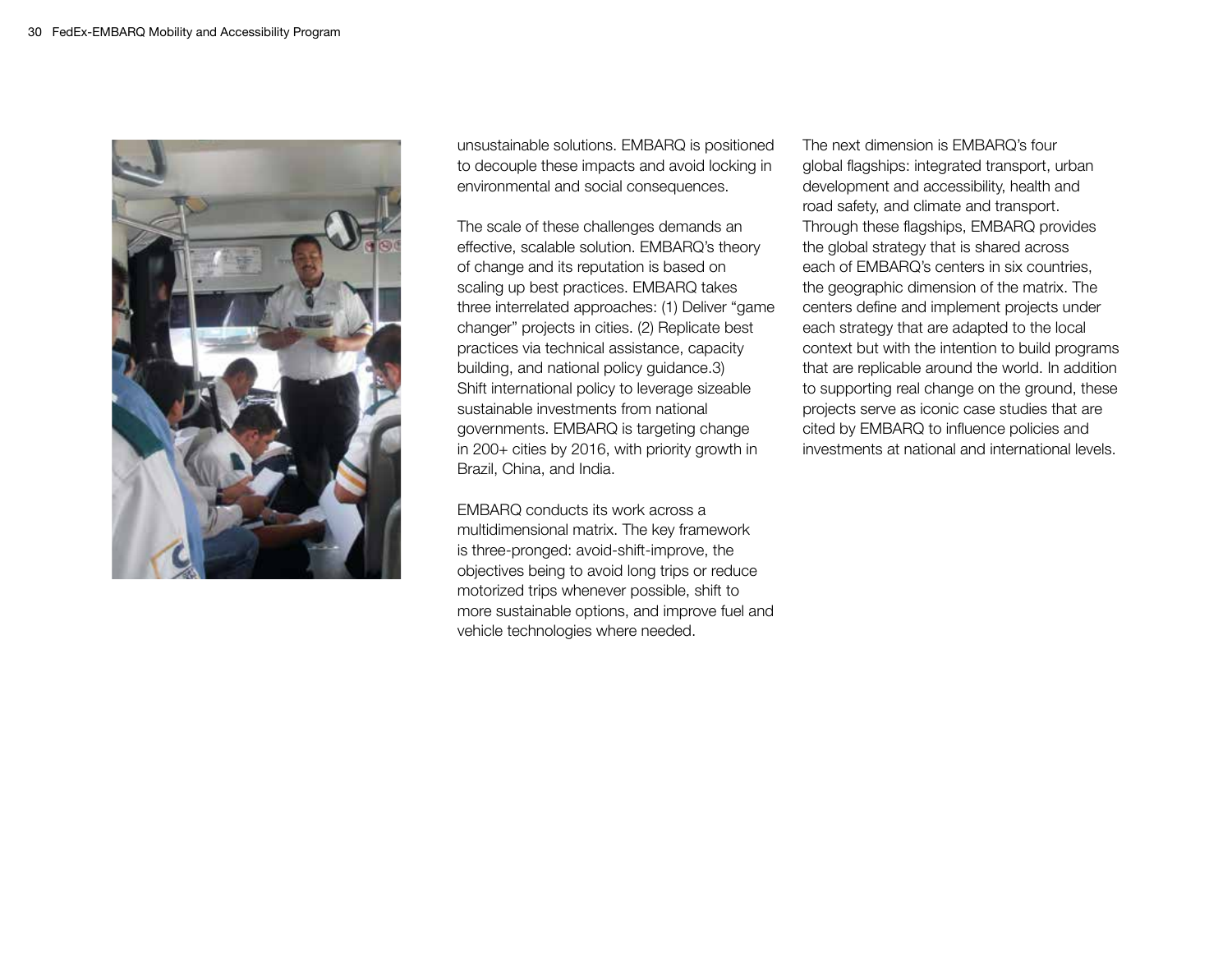unsustainable solutions. EMBARQ is positioned to decouple these impacts and avoid locking in environmental and social consequences.

The scale of these challenges demands an effective, scalable solution. EMBARQ's theory of change and its reputation is based on scaling up best practices. EMBARQ takes three interrelated approaches: (1) Deliver "game changer" projects in cities. (2) Replicate best practices via technical assistance, capacity building, and national policy guidance.3) Shift international policy to leverage sizeable sustainable investments from national governments. EMBARQ is targeting change in 200+ cities by 2016, with priority growth in Brazil, China, and India.

EMBARQ conducts its work across a multidimensional matrix. The key framework is three-pronged: avoid-shift-improve, the objectives being to avoid long trips or reduce motorized trips whenever possible, shift to more sustainable options, and improve fuel and vehicle technologies where needed.

The next dimension is EMBARQ's four global flagships: integrated transport, urban development and accessibility, health and road safety, and climate and transport. Through these flagships, EMBARQ provides the global strategy that is shared across each of EMBARQ's centers in six countries, the geographic dimension of the matrix. The centers define and implement projects under each strategy that are adapted to the local context but with the intention to build programs that are replicable around the world. In addition to supporting real change on the ground, these projects serve as iconic case studies that are cited by EMBARQ to influence policies and investments at national and international levels.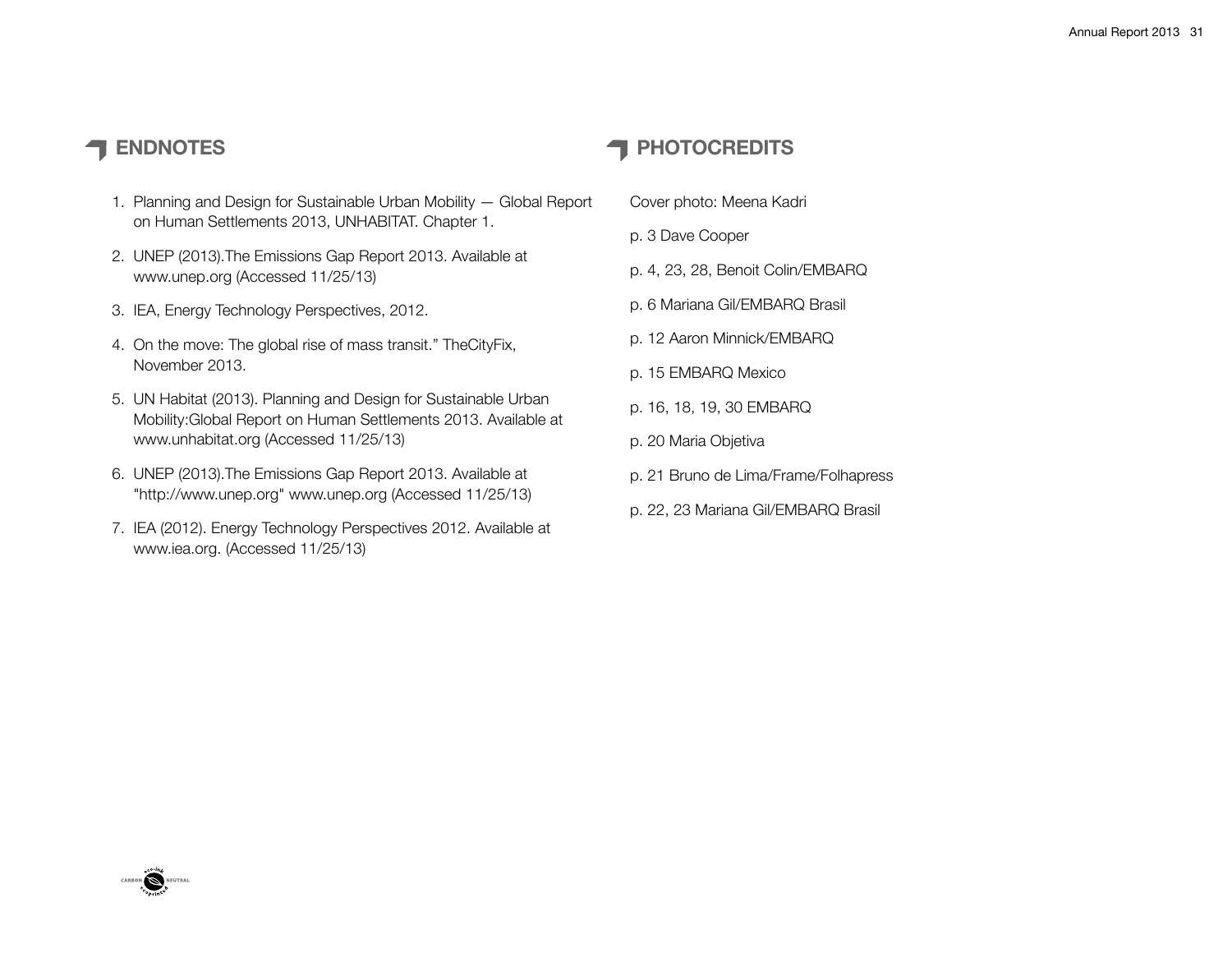## ENDNOTES

1. Planning and Design for Sustainable Urban Mobility — Global Report on Human Settlements 2013, UNHABITAT. Chapter 1.
2. UNEP (2013).The Emissions Gap Report 2013. Available at www.unep.org (Accessed 11/25/13)
3. IEA, Energy Technology Perspectives, 2012.
4. On the move: The global rise of mass transit." TheCityFix, November 2013.
5. UN Habitat (2013). Planning and Design for Sustainable Urban Mobility:Global Report on Human Settlements 2013. Available at www.unhabitat.org (Accessed 11/25/13)
6. UNEP (2013).The Emissions Gap Report 2013. Available at "http://www.unep.org" www.unep.org (Accessed 11/25/13)
7. IEA (2012). Energy Technology Perspectives 2012. Available at www.iea.org. (Accessed 11/25/13)

## PHOTOCREDITS

Cover photo: Meena Kadri

p. 3 Dave Cooper

p. 4, 23, 28, Benoit Colin/EMBARQ

p. 6 Mariana Gil/EMBARQ Brasil

p. 12 Aaron Minnick/EMBARQ

p. 15 EMBARQ Mexico

p. 16, 18, 19, 30 EMBARQ

p. 20 Maria Objetiva

p. 21 Bruno de Lima/Frame/Folhapress

p. 22, 23 Mariana Gil/EMBARQ Brasil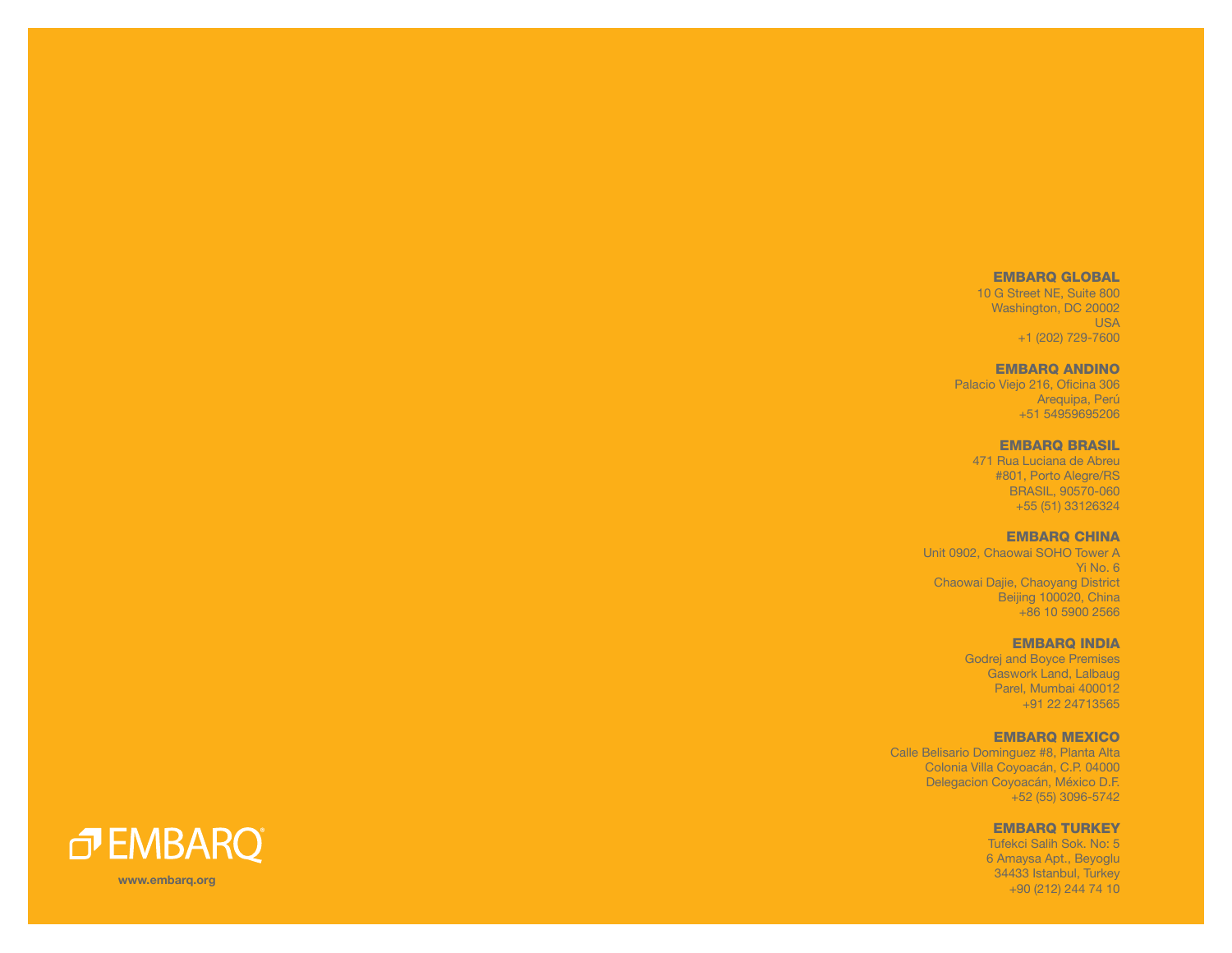**EMBARQ GLOBAL**
10 G Street NE, Suite 800
Washington, DC 20002
USA
+1 (202) 729-7600

**EMBARQ ANDINO**
Palacio Viejo 216, Oficina 306
Arequipa, Perú
+51 54959695206

**EMBARQ BRASIL**
471 Rua Luciana de Abreu
#801, Porto Alegre/RS
BRASIL, 90570-060
+55 (51) 33126324

**EMBARQ CHINA**
Unit 0902, Chaowai SOHO Tower A
Yi No. 6
Chaowai Dajie, Chaoyang District
Beijing 100020, China
+86 10 5900 2566

**EMBARQ INDIA**
Godrej and Boyce Premises
Gaswork Land, Lalbaug
Parel, Mumbai 400012
+91 22 24713565

**EMBARQ MEXICO**
Calle Belisario Dominguez #8, Planta Alta
Colonia Villa Coyoacán, C.P. 04000
Delegacion Coyoacán, México D.F.
+52 (55) 3096-5742

**EMBARQ TURKEY**
Tufekci Salih Sok. No: 5
6 Amaysa Apt., Beyoglu
34433 Istanbul, Turkey
+90 (212) 244 74 10

EMBARQ®

**www.embarq.org**